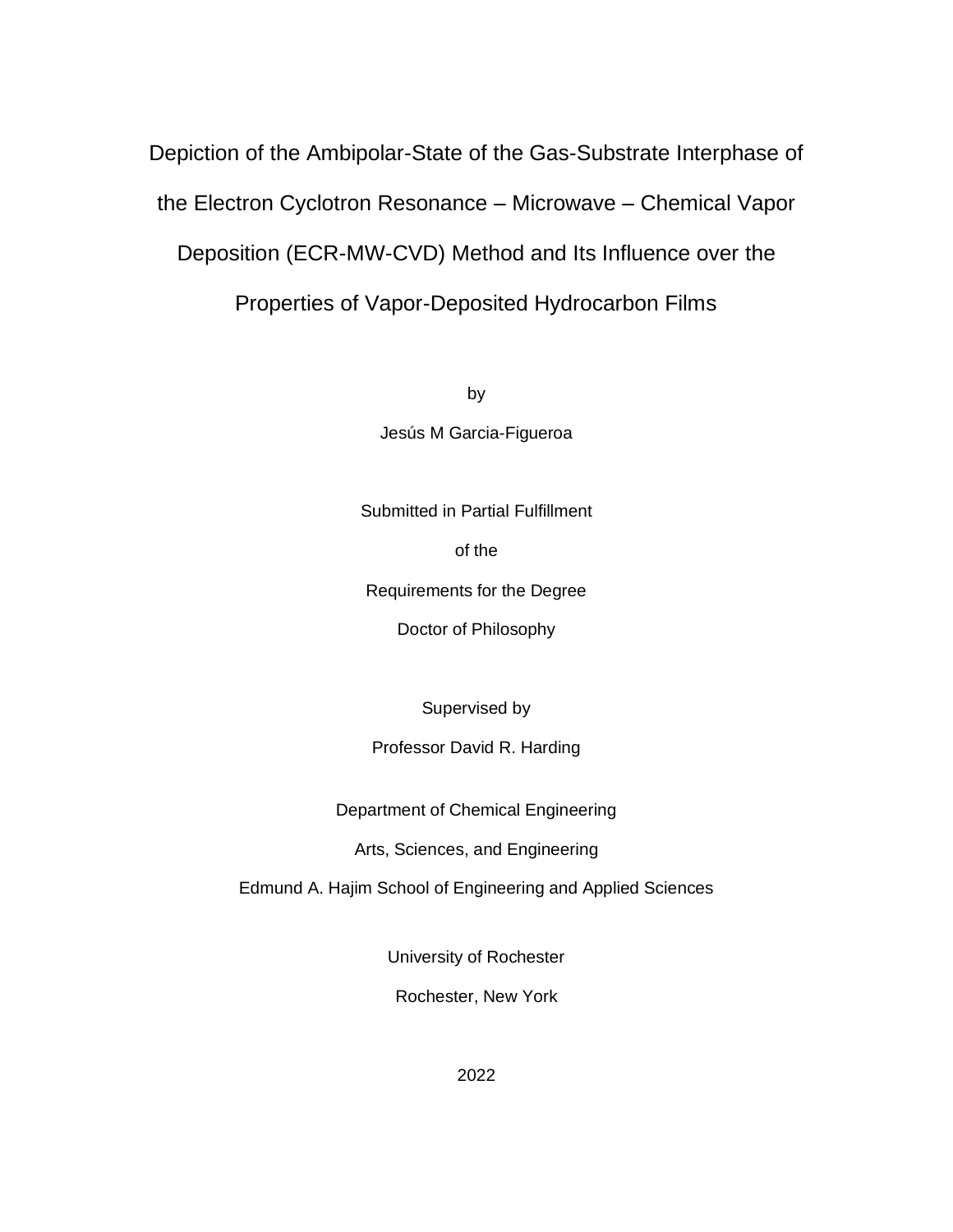# Depiction of the Ambipolar-State of the Gas-Substrate Interphase of the Electron Cyclotron Resonance – Microwave – Chemical Vapor Deposition (ECR-MW-CVD) Method and Its Influence over the Properties of Vapor-Deposited Hydrocarbon Films

by

Jesús M Garcia-Figueroa

Submitted in Partial Fulfillment

of the

Requirements for the Degree

Doctor of Philosophy

Supervised by

Professor David R. Harding

Department of Chemical Engineering

Arts, Sciences, and Engineering

Edmund A. Hajim School of Engineering and Applied Sciences

University of Rochester

Rochester, New York

2022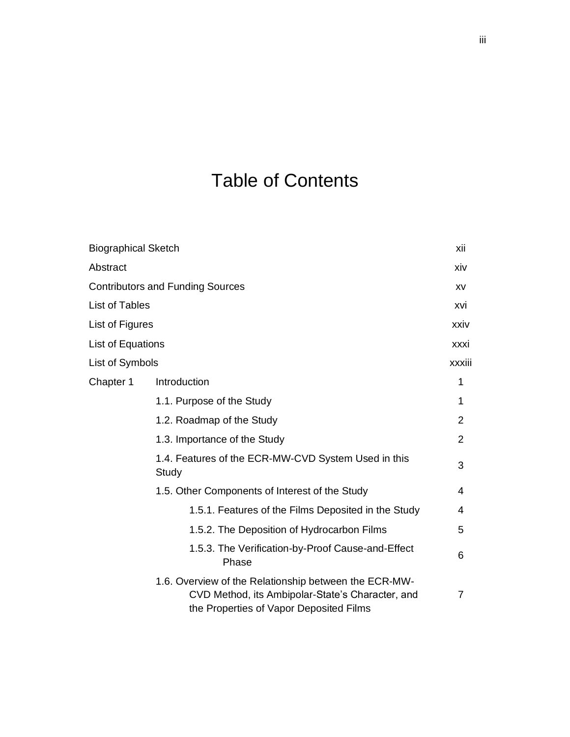# Table of Contents

| | | |
|---|---|---|
| Biographical Sketch | | xii |
| Abstract | | xiv |
| Contributors and Funding Sources | | xv |
| List of Tables | | xvi |
| List of Figures | | xxiv |
| List of Equations | | xxxi |
| List of Symbols | | xxxiii |
| Chapter 1 | Introduction | 1 |
| | 1.1. Purpose of the Study | 1 |
| | 1.2. Roadmap of the Study | 2 |
| | 1.3. Importance of the Study | 2 |
| | 1.4. Features of the ECR-MW-CVD System Used in this Study | 3 |
| | 1.5. Other Components of Interest of the Study | 4 |
| | 1.5.1. Features of the Films Deposited in the Study | 4 |
| | 1.5.2. The Deposition of Hydrocarbon Films | 5 |
| | 1.5.3. The Verification-by-Proof Cause-and-Effect Phase | 6 |
| | 1.6. Overview of the Relationship between the ECR-MW-CVD Method, its Ambipolar-State's Character, and the Properties of Vapor Deposited Films | 7 |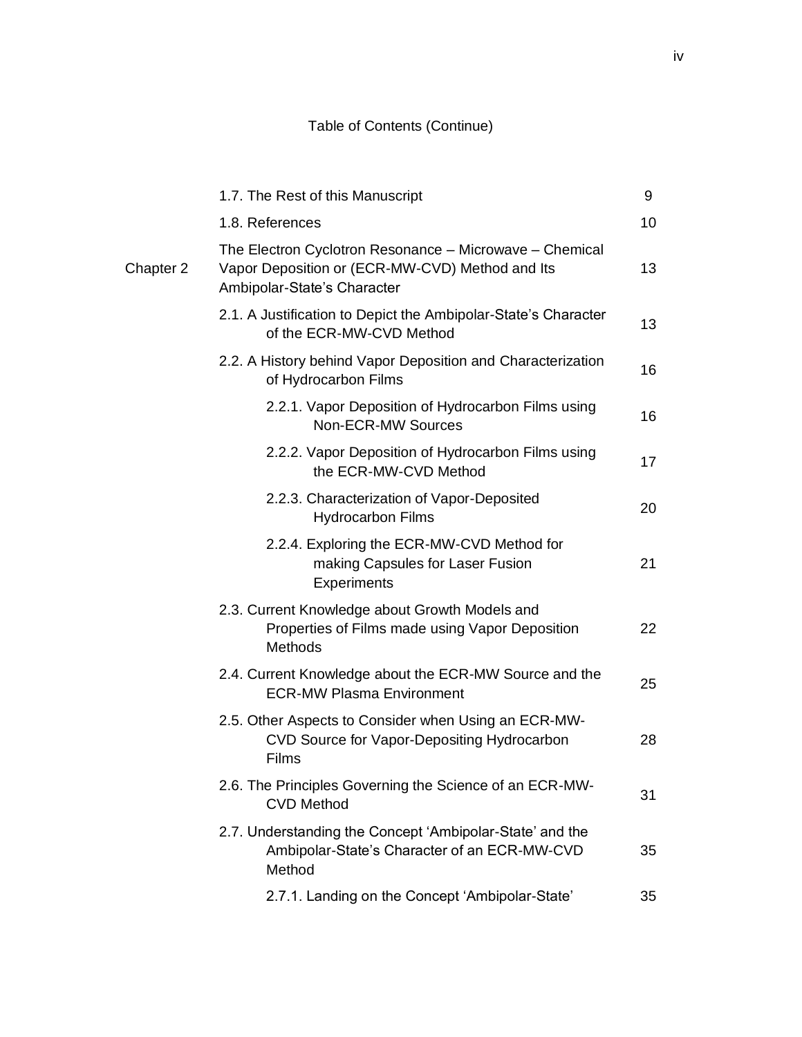Table of Contents (Continue)

| | | |
|---|---|---|
| | 1.7. The Rest of this Manuscript | 9 |
| | 1.8. References | 10 |
| Chapter 2 | The Electron Cyclotron Resonance – Microwave – Chemical Vapor Deposition or (ECR-MW-CVD) Method and Its Ambipolar-State's Character | 13 |
| | 2.1. A Justification to Depict the Ambipolar-State's Character of the ECR-MW-CVD Method | 13 |
| | 2.2. A History behind Vapor Deposition and Characterization of Hydrocarbon Films | 16 |
| | 2.2.1. Vapor Deposition of Hydrocarbon Films using Non-ECR-MW Sources | 16 |
| | 2.2.2. Vapor Deposition of Hydrocarbon Films using the ECR-MW-CVD Method | 17 |
| | 2.2.3. Characterization of Vapor-Deposited Hydrocarbon Films | 20 |
| | 2.2.4. Exploring the ECR-MW-CVD Method for making Capsules for Laser Fusion Experiments | 21 |
| | 2.3. Current Knowledge about Growth Models and Properties of Films made using Vapor Deposition Methods | 22 |
| | 2.4. Current Knowledge about the ECR-MW Source and the ECR-MW Plasma Environment | 25 |
| | 2.5. Other Aspects to Consider when Using an ECR-MW-CVD Source for Vapor-Depositing Hydrocarbon Films | 28 |
| | 2.6. The Principles Governing the Science of an ECR-MW-CVD Method | 31 |
| | 2.7. Understanding the Concept 'Ambipolar-State' and the Ambipolar-State's Character of an ECR-MW-CVD Method | 35 |
| | 2.7.1. Landing on the Concept 'Ambipolar-State' | 35 |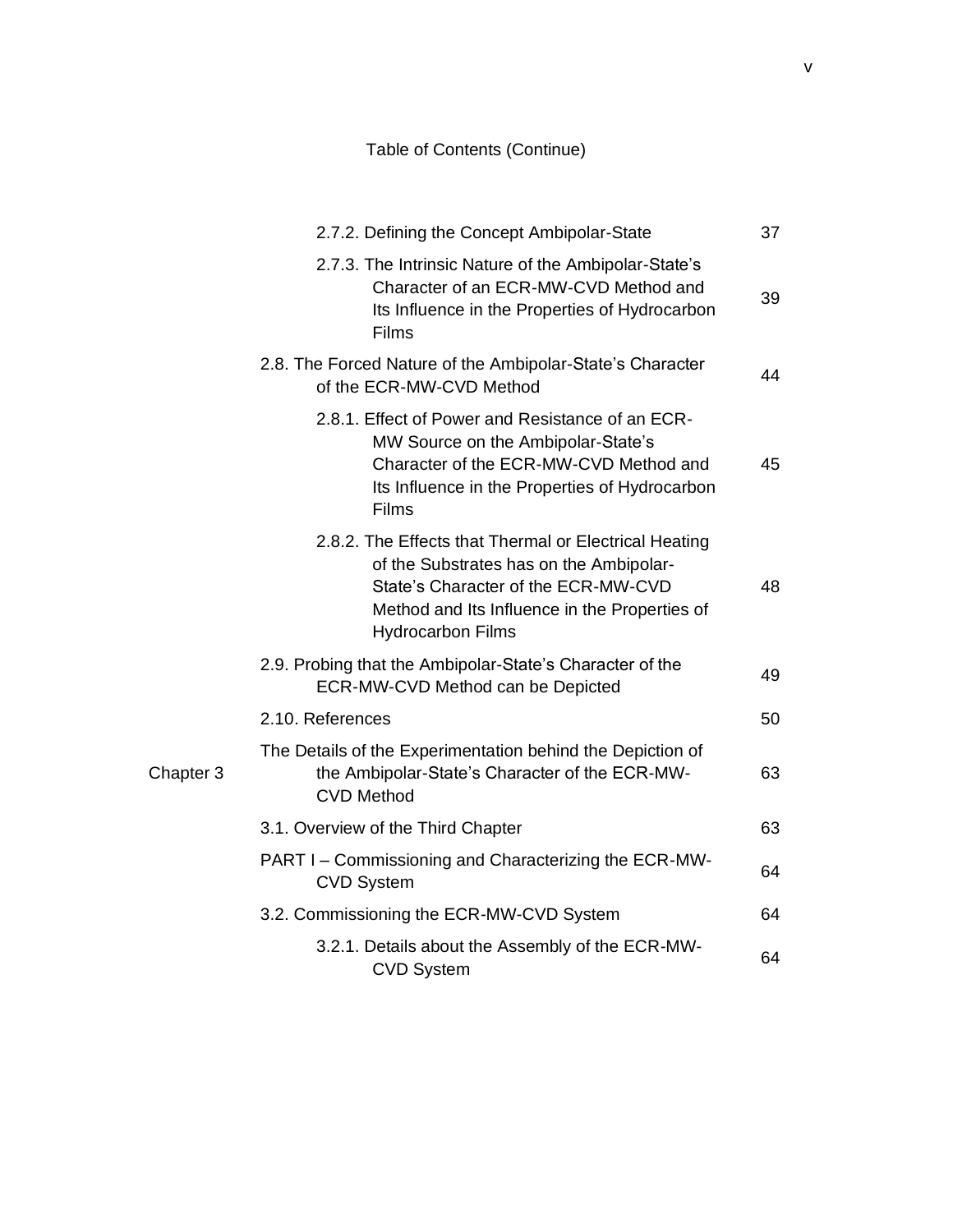Table of Contents (Continue)

| | | |
|---|---|---|
| | 2.7.2. Defining the Concept Ambipolar-State | 37 |
| | 2.7.3. The Intrinsic Nature of the Ambipolar-State's Character of an ECR-MW-CVD Method and Its Influence in the Properties of Hydrocarbon Films | 39 |
| | 2.8. The Forced Nature of the Ambipolar-State's Character of the ECR-MW-CVD Method | 44 |
| | 2.8.1. Effect of Power and Resistance of an ECR-MW Source on the Ambipolar-State's Character of the ECR-MW-CVD Method and Its Influence in the Properties of Hydrocarbon Films | 45 |
| | 2.8.2. The Effects that Thermal or Electrical Heating of the Substrates has on the Ambipolar-State's Character of the ECR-MW-CVD Method and Its Influence in the Properties of Hydrocarbon Films | 48 |
| | 2.9. Probing that the Ambipolar-State's Character of the ECR-MW-CVD Method can be Depicted | 49 |
| | 2.10. References | 50 |
| Chapter 3 | The Details of the Experimentation behind the Depiction of the Ambipolar-State's Character of the ECR-MW-CVD Method | 63 |
| | 3.1. Overview of the Third Chapter | 63 |
| | PART I – Commissioning and Characterizing the ECR-MW-CVD System | 64 |
| | 3.2. Commissioning the ECR-MW-CVD System | 64 |
| | 3.2.1. Details about the Assembly of the ECR-MW-CVD System | 64 |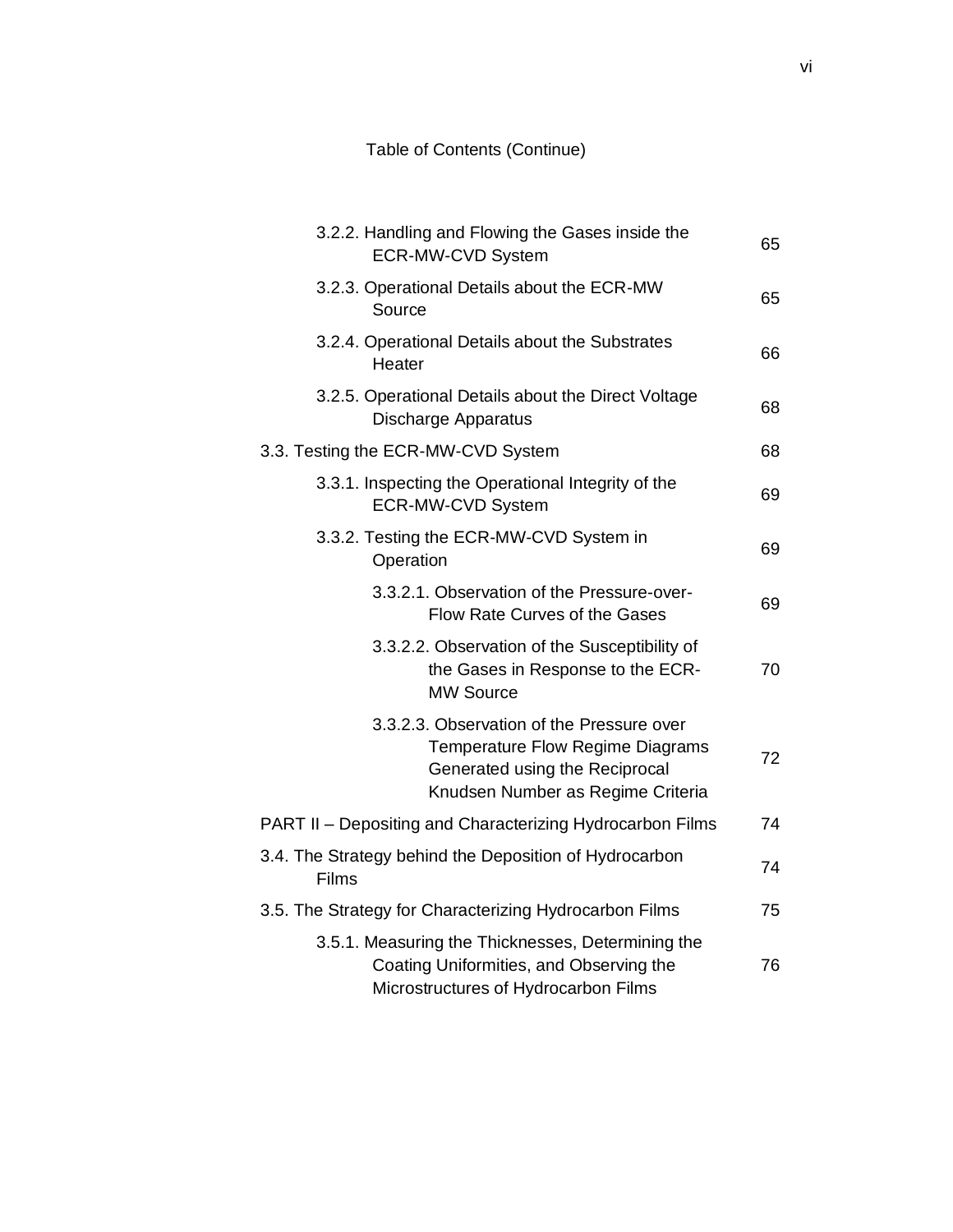Table of Contents (Continue)

| | |
|---|---|
| 3.2.2. Handling and Flowing the Gases inside the ECR-MW-CVD System | 65 |
| 3.2.3. Operational Details about the ECR-MW Source | 65 |
| 3.2.4. Operational Details about the Substrates Heater | 66 |
| 3.2.5. Operational Details about the Direct Voltage Discharge Apparatus | 68 |
| 3.3. Testing the ECR-MW-CVD System | 68 |
| 3.3.1. Inspecting the Operational Integrity of the ECR-MW-CVD System | 69 |
| 3.3.2. Testing the ECR-MW-CVD System in Operation | 69 |
| 3.3.2.1. Observation of the Pressure-over-Flow Rate Curves of the Gases | 69 |
| 3.3.2.2. Observation of the Susceptibility of the Gases in Response to the ECR-MW Source | 70 |
| 3.3.2.3. Observation of the Pressure over Temperature Flow Regime Diagrams Generated using the Reciprocal Knudsen Number as Regime Criteria | 72 |
| PART II – Depositing and Characterizing Hydrocarbon Films | 74 |
| 3.4. The Strategy behind the Deposition of Hydrocarbon Films | 74 |
| 3.5. The Strategy for Characterizing Hydrocarbon Films | 75 |
| 3.5.1. Measuring the Thicknesses, Determining the Coating Uniformities, and Observing the Microstructures of Hydrocarbon Films | 76 |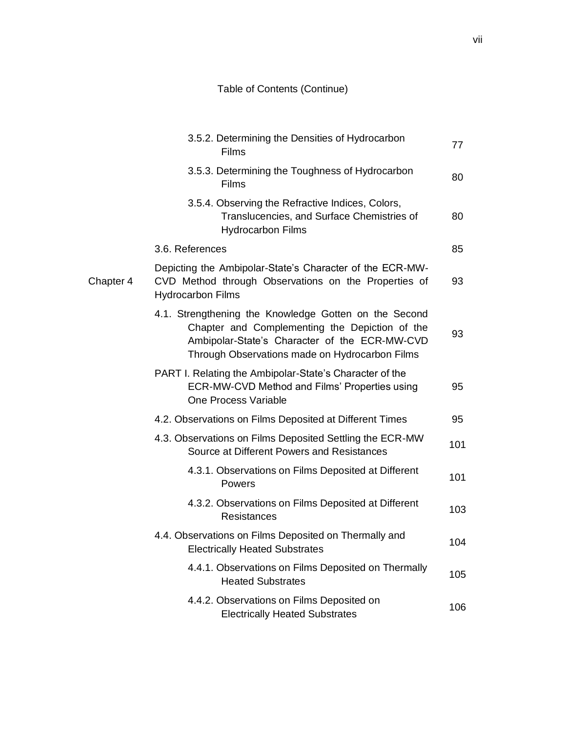Table of Contents (Continue)

| | | |
|---|---|---|
| | 3.5.2. Determining the Densities of Hydrocarbon Films | 77 |
| | 3.5.3. Determining the Toughness of Hydrocarbon Films | 80 |
| | 3.5.4. Observing the Refractive Indices, Colors, Translucencies, and Surface Chemistries of Hydrocarbon Films | 80 |
| | 3.6. References | 85 |
| Chapter 4 | Depicting the Ambipolar-State's Character of the ECR-MW-CVD Method through Observations on the Properties of Hydrocarbon Films | 93 |
| | 4.1. Strengthening the Knowledge Gotten on the Second Chapter and Complementing the Depiction of the Ambipolar-State's Character of the ECR-MW-CVD Through Observations made on Hydrocarbon Films | 93 |
| | PART I. Relating the Ambipolar-State's Character of the ECR-MW-CVD Method and Films' Properties using One Process Variable | 95 |
| | 4.2. Observations on Films Deposited at Different Times | 95 |
| | 4.3. Observations on Films Deposited Settling the ECR-MW Source at Different Powers and Resistances | 101 |
| | 4.3.1. Observations on Films Deposited at Different Powers | 101 |
| | 4.3.2. Observations on Films Deposited at Different Resistances | 103 |
| | 4.4. Observations on Films Deposited on Thermally and Electrically Heated Substrates | 104 |
| | 4.4.1. Observations on Films Deposited on Thermally Heated Substrates | 105 |
| | 4.4.2. Observations on Films Deposited on Electrically Heated Substrates | 106 |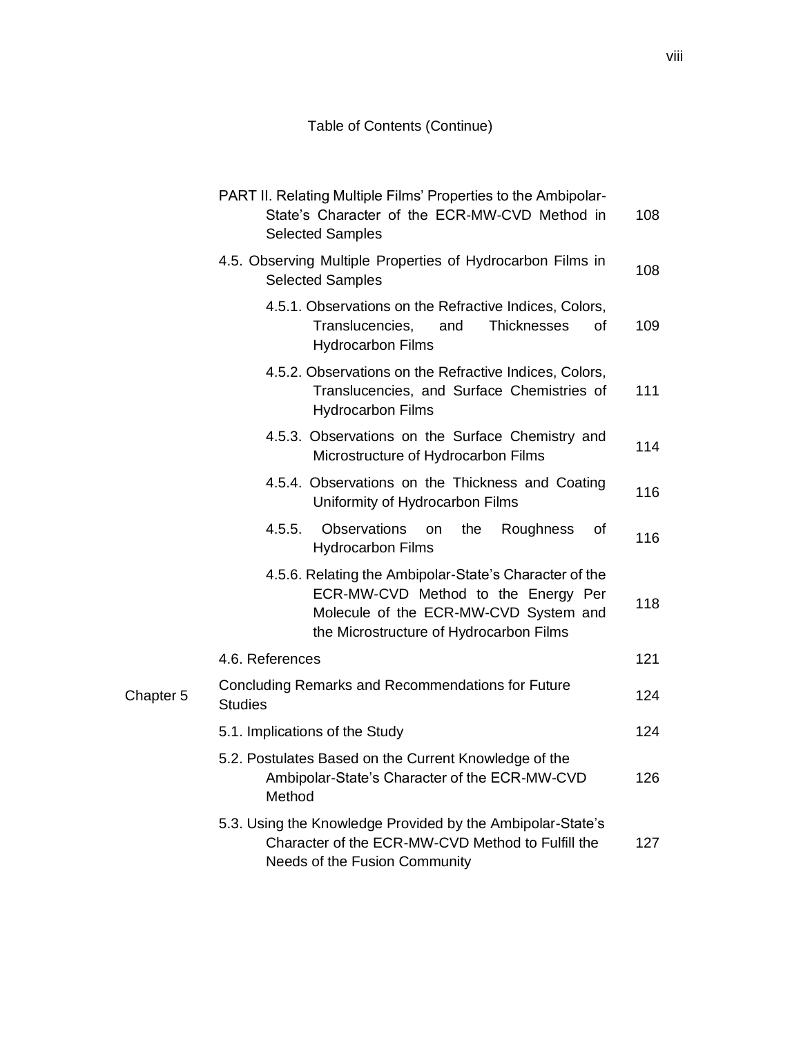Table of Contents (Continue)

| | | |
|---|---|---|
| | PART II. Relating Multiple Films' Properties to the Ambipolar-State's Character of the ECR-MW-CVD Method in Selected Samples | 108 |
| | 4.5. Observing Multiple Properties of Hydrocarbon Films in Selected Samples | 108 |
| | 4.5.1. Observations on the Refractive Indices, Colors, Translucencies, and Thicknesses of Hydrocarbon Films | 109 |
| | 4.5.2. Observations on the Refractive Indices, Colors, Translucencies, and Surface Chemistries of Hydrocarbon Films | 111 |
| | 4.5.3. Observations on the Surface Chemistry and Microstructure of Hydrocarbon Films | 114 |
| | 4.5.4. Observations on the Thickness and Coating Uniformity of Hydrocarbon Films | 116 |
| | 4.5.5. Observations on the Roughness of Hydrocarbon Films | 116 |
| | 4.5.6. Relating the Ambipolar-State's Character of the ECR-MW-CVD Method to the Energy Per Molecule of the ECR-MW-CVD System and the Microstructure of Hydrocarbon Films | 118 |
| | 4.6. References | 121 |
| Chapter 5 | Concluding Remarks and Recommendations for Future Studies | 124 |
| | 5.1. Implications of the Study | 124 |
| | 5.2. Postulates Based on the Current Knowledge of the Ambipolar-State's Character of the ECR-MW-CVD Method | 126 |
| | 5.3. Using the Knowledge Provided by the Ambipolar-State's Character of the ECR-MW-CVD Method to Fulfill the Needs of the Fusion Community | 127 |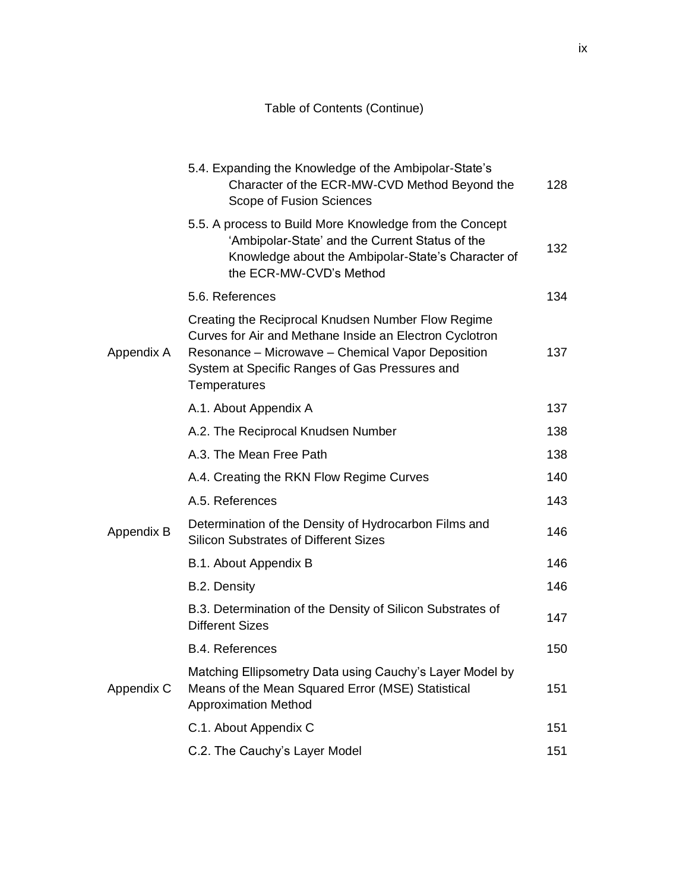Table of Contents (Continue)

| | | |
|---|---|---|
| | 5.4. Expanding the Knowledge of the Ambipolar-State's Character of the ECR-MW-CVD Method Beyond the Scope of Fusion Sciences | 128 |
| | 5.5. A process to Build More Knowledge from the Concept 'Ambipolar-State' and the Current Status of the Knowledge about the Ambipolar-State's Character of the ECR-MW-CVD's Method | 132 |
| | 5.6. References | 134 |
| Appendix A | Creating the Reciprocal Knudsen Number Flow Regime Curves for Air and Methane Inside an Electron Cyclotron Resonance – Microwave – Chemical Vapor Deposition System at Specific Ranges of Gas Pressures and Temperatures | 137 |
| | A.1. About Appendix A | 137 |
| | A.2. The Reciprocal Knudsen Number | 138 |
| | A.3. The Mean Free Path | 138 |
| | A.4. Creating the RKN Flow Regime Curves | 140 |
| | A.5. References | 143 |
| Appendix B | Determination of the Density of Hydrocarbon Films and Silicon Substrates of Different Sizes | 146 |
| | B.1. About Appendix B | 146 |
| | B.2. Density | 146 |
| | B.3. Determination of the Density of Silicon Substrates of Different Sizes | 147 |
| | B.4. References | 150 |
| Appendix C | Matching Ellipsometry Data using Cauchy's Layer Model by Means of the Mean Squared Error (MSE) Statistical Approximation Method | 151 |
| | C.1. About Appendix C | 151 |
| | C.2. The Cauchy's Layer Model | 151 |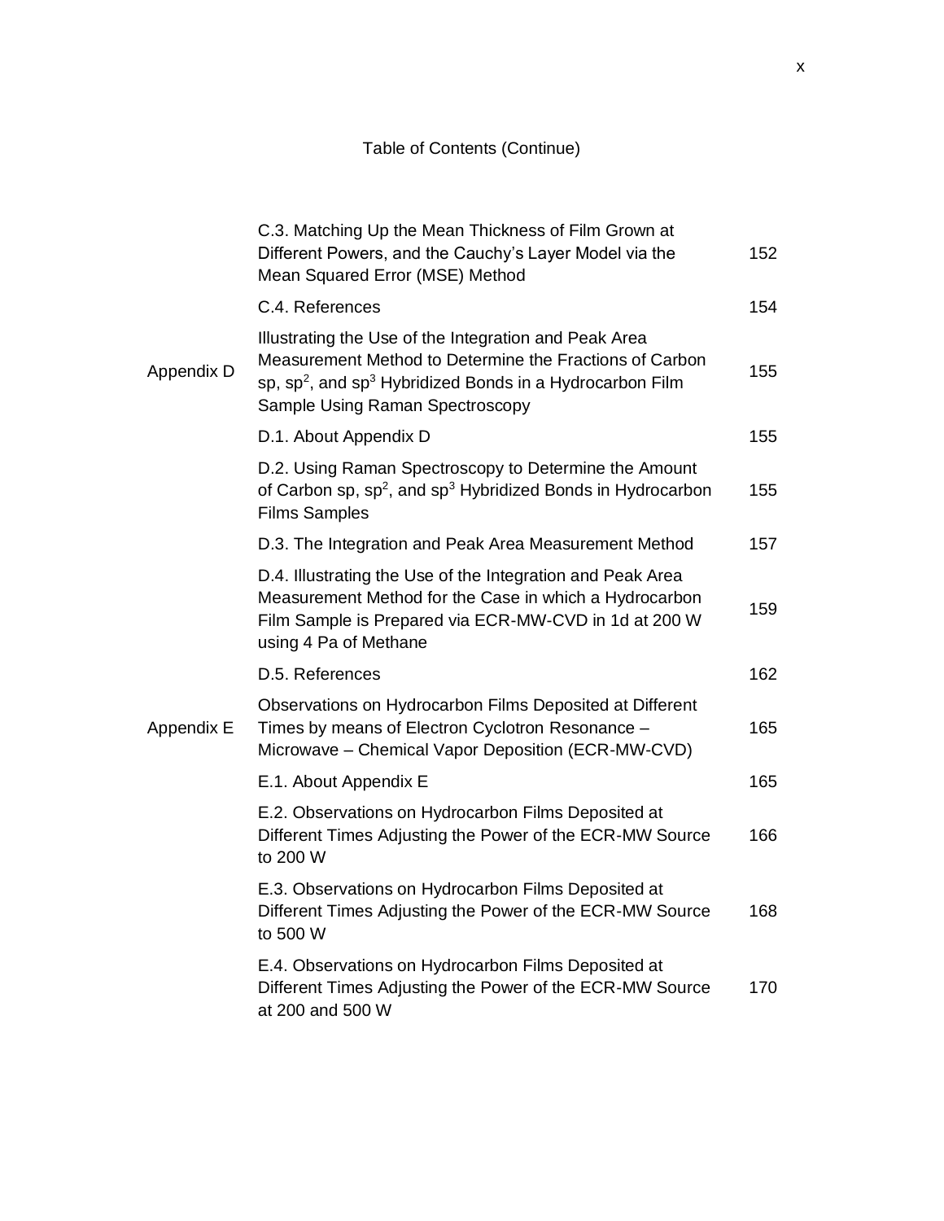Table of Contents (Continue)

| | | |
|---|---|---|
| | C.3. Matching Up the Mean Thickness of Film Grown at Different Powers, and the Cauchy's Layer Model via the Mean Squared Error (MSE) Method | 152 |
| | C.4. References | 154 |
| Appendix D | Illustrating the Use of the Integration and Peak Area Measurement Method to Determine the Fractions of Carbon sp, $sp^2$, and $sp^3$ Hybridized Bonds in a Hydrocarbon Film Sample Using Raman Spectroscopy | 155 |
| | D.1. About Appendix D | 155 |
| | D.2. Using Raman Spectroscopy to Determine the Amount of Carbon sp, $sp^2$, and $sp^3$ Hybridized Bonds in Hydrocarbon Films Samples | 155 |
| | D.3. The Integration and Peak Area Measurement Method | 157 |
| | D.4. Illustrating the Use of the Integration and Peak Area Measurement Method for the Case in which a Hydrocarbon Film Sample is Prepared via ECR-MW-CVD in 1d at 200 W using 4 Pa of Methane | 159 |
| | D.5. References | 162 |
| Appendix E | Observations on Hydrocarbon Films Deposited at Different Times by means of Electron Cyclotron Resonance – Microwave – Chemical Vapor Deposition (ECR-MW-CVD) | 165 |
| | E.1. About Appendix E | 165 |
| | E.2. Observations on Hydrocarbon Films Deposited at Different Times Adjusting the Power of the ECR-MW Source to 200 W | 166 |
| | E.3. Observations on Hydrocarbon Films Deposited at Different Times Adjusting the Power of the ECR-MW Source to 500 W | 168 |
| | E.4. Observations on Hydrocarbon Films Deposited at Different Times Adjusting the Power of the ECR-MW Source at 200 and 500 W | 170 |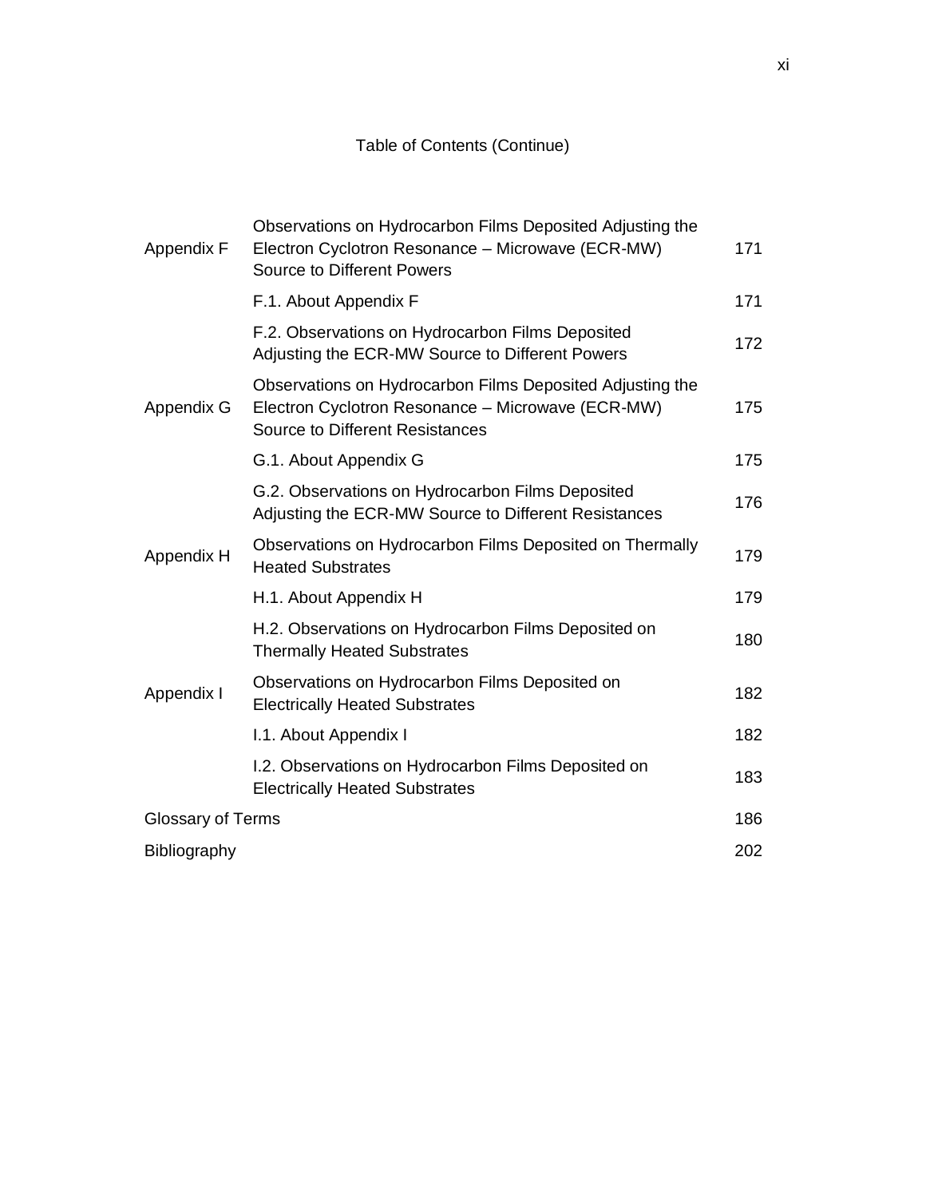Table of Contents (Continue)

| | | |
|---|---|---|
| Appendix F | Observations on Hydrocarbon Films Deposited Adjusting the Electron Cyclotron Resonance – Microwave (ECR-MW) Source to Different Powers | 171 |
| | F.1. About Appendix F | 171 |
| | F.2. Observations on Hydrocarbon Films Deposited Adjusting the ECR-MW Source to Different Powers | 172 |
| Appendix G | Observations on Hydrocarbon Films Deposited Adjusting the Electron Cyclotron Resonance – Microwave (ECR-MW) Source to Different Resistances | 175 |
| | G.1. About Appendix G | 175 |
| | G.2. Observations on Hydrocarbon Films Deposited Adjusting the ECR-MW Source to Different Resistances | 176 |
| Appendix H | Observations on Hydrocarbon Films Deposited on Thermally Heated Substrates | 179 |
| | H.1. About Appendix H | 179 |
| | H.2. Observations on Hydrocarbon Films Deposited on Thermally Heated Substrates | 180 |
| Appendix I | Observations on Hydrocarbon Films Deposited on Electrically Heated Substrates | 182 |
| | I.1. About Appendix I | 182 |
| | I.2. Observations on Hydrocarbon Films Deposited on Electrically Heated Substrates | 183 |
| Glossary of Terms | | 186 |
| Bibliography | | 202 |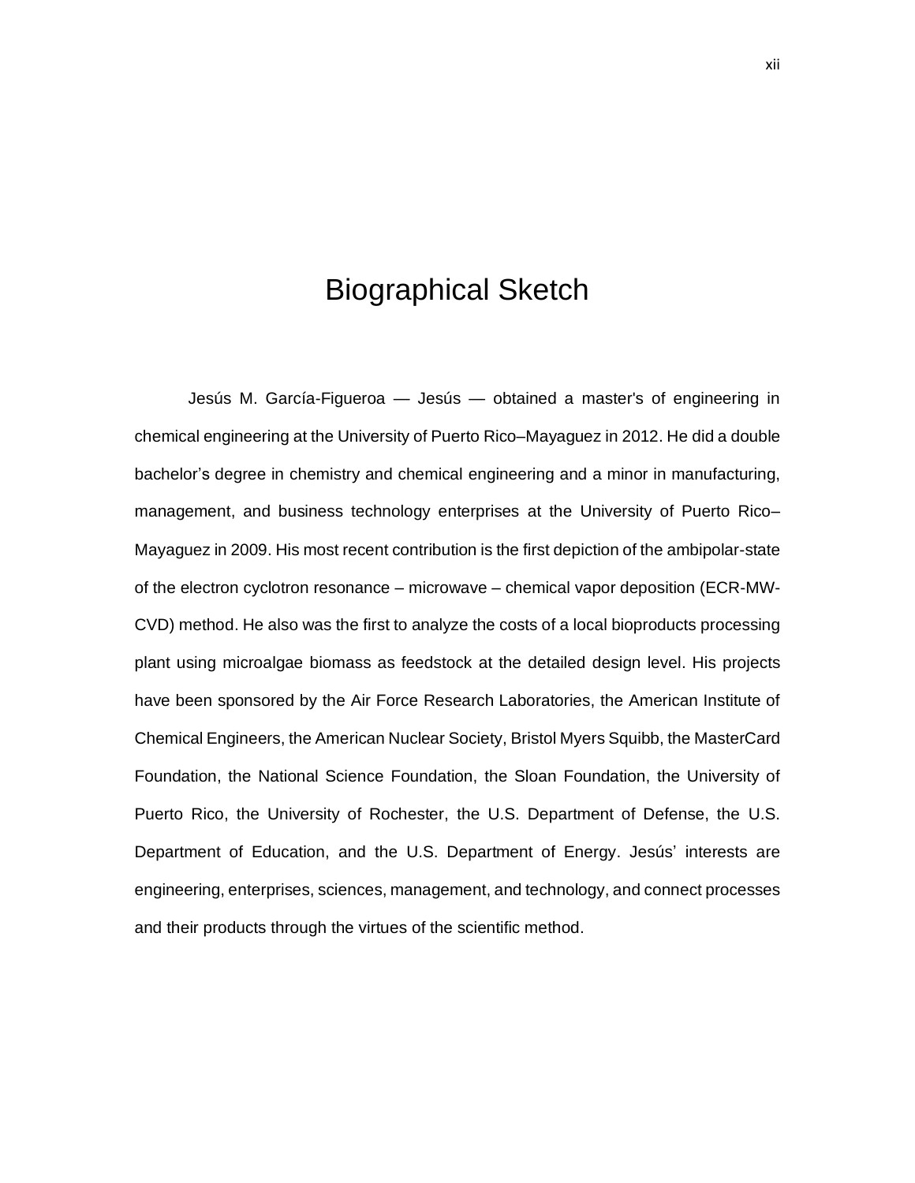# Biographical Sketch

Jesús M. García-Figueroa — Jesús — obtained a master's of engineering in chemical engineering at the University of Puerto Rico–Mayaguez in 2012. He did a double bachelor's degree in chemistry and chemical engineering and a minor in manufacturing, management, and business technology enterprises at the University of Puerto Rico–Mayaguez in 2009. His most recent contribution is the first depiction of the ambipolar-state of the electron cyclotron resonance – microwave – chemical vapor deposition (ECR-MW-CVD) method. He also was the first to analyze the costs of a local bioproducts processing plant using microalgae biomass as feedstock at the detailed design level. His projects have been sponsored by the Air Force Research Laboratories, the American Institute of Chemical Engineers, the American Nuclear Society, Bristol Myers Squibb, the MasterCard Foundation, the National Science Foundation, the Sloan Foundation, the University of Puerto Rico, the University of Rochester, the U.S. Department of Defense, the U.S. Department of Education, and the U.S. Department of Energy. Jesús' interests are engineering, enterprises, sciences, management, and technology, and connect processes and their products through the virtues of the scientific method.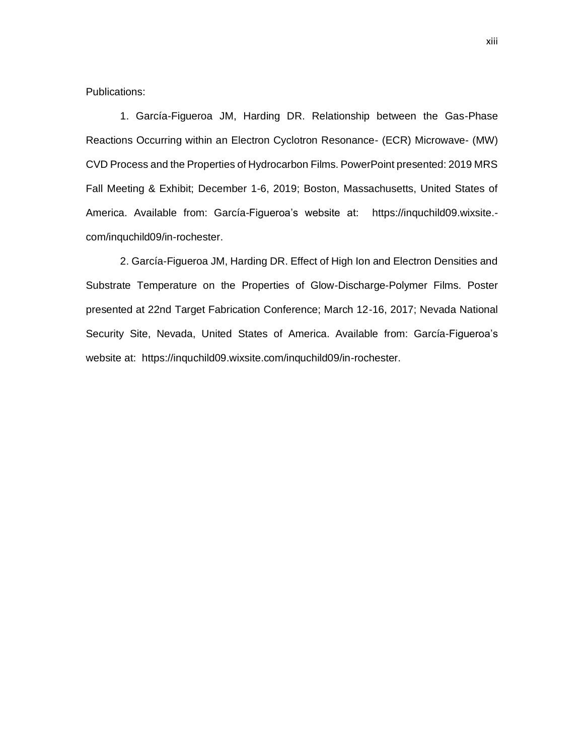Publications:

1. García-Figueroa JM, Harding DR. Relationship between the Gas-Phase Reactions Occurring within an Electron Cyclotron Resonance- (ECR) Microwave- (MW) CVD Process and the Properties of Hydrocarbon Films. PowerPoint presented: 2019 MRS Fall Meeting & Exhibit; December 1-6, 2019; Boston, Massachusetts, United States of America. Available from: García-Figueroa's website at: https://inquchild09.wixsite.-com/inquchild09/in-rochester.

2. García-Figueroa JM, Harding DR. Effect of High Ion and Electron Densities and Substrate Temperature on the Properties of Glow-Discharge-Polymer Films. Poster presented at 22nd Target Fabrication Conference; March 12-16, 2017; Nevada National Security Site, Nevada, United States of America. Available from: García-Figueroa's website at: https://inquchild09.wixsite.com/inquchild09/in-rochester.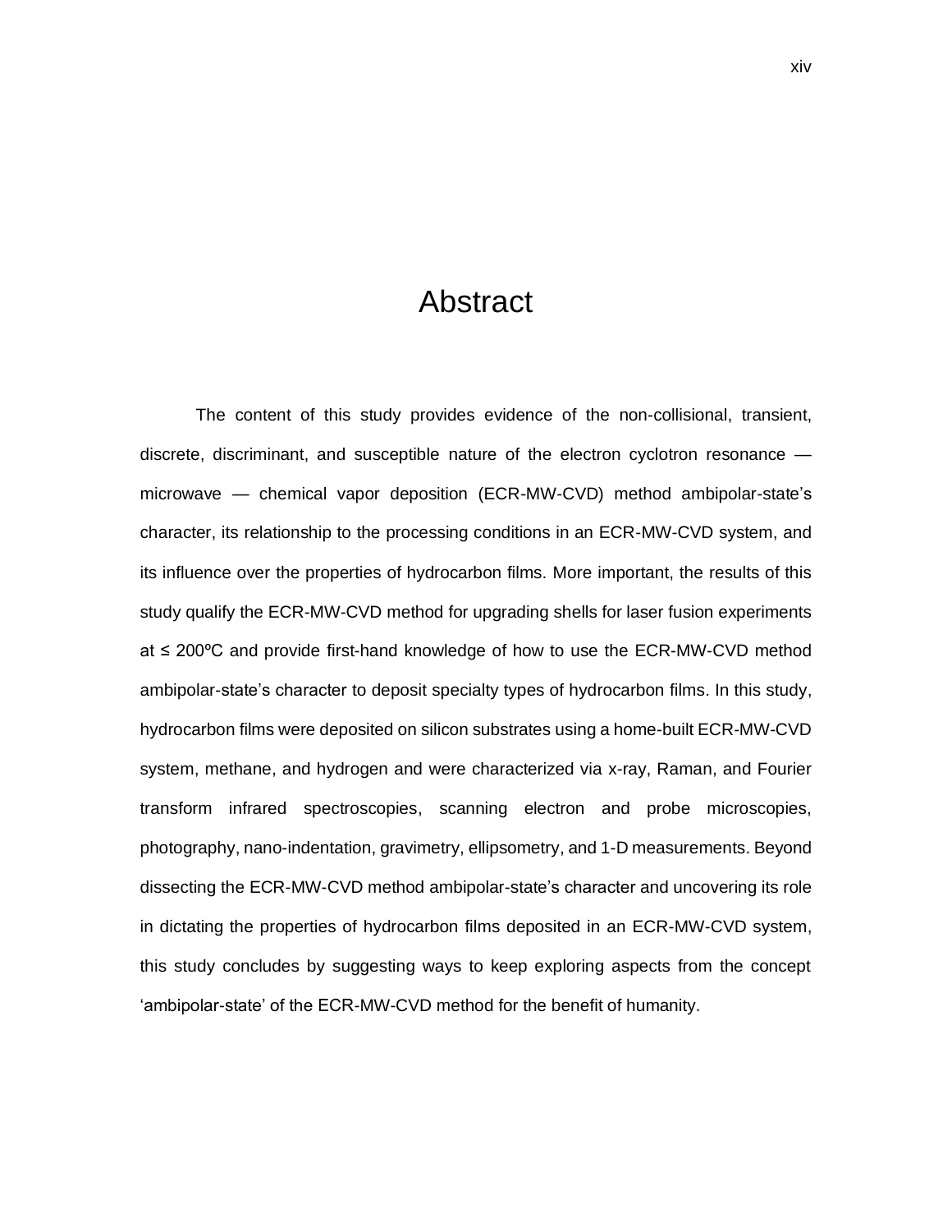# Abstract

The content of this study provides evidence of the non-collisional, transient, discrete, discriminant, and susceptible nature of the electron cyclotron resonance — microwave — chemical vapor deposition (ECR-MW-CVD) method ambipolar-state's character, its relationship to the processing conditions in an ECR-MW-CVD system, and its influence over the properties of hydrocarbon films. More important, the results of this study qualify the ECR-MW-CVD method for upgrading shells for laser fusion experiments at ≤ 200ºC and provide first-hand knowledge of how to use the ECR-MW-CVD method ambipolar-state's character to deposit specialty types of hydrocarbon films. In this study, hydrocarbon films were deposited on silicon substrates using a home-built ECR-MW-CVD system, methane, and hydrogen and were characterized via x-ray, Raman, and Fourier transform infrared spectroscopies, scanning electron and probe microscopies, photography, nano-indentation, gravimetry, ellipsometry, and 1-D measurements. Beyond dissecting the ECR-MW-CVD method ambipolar-state's character and uncovering its role in dictating the properties of hydrocarbon films deposited in an ECR-MW-CVD system, this study concludes by suggesting ways to keep exploring aspects from the concept 'ambipolar-state' of the ECR-MW-CVD method for the benefit of humanity.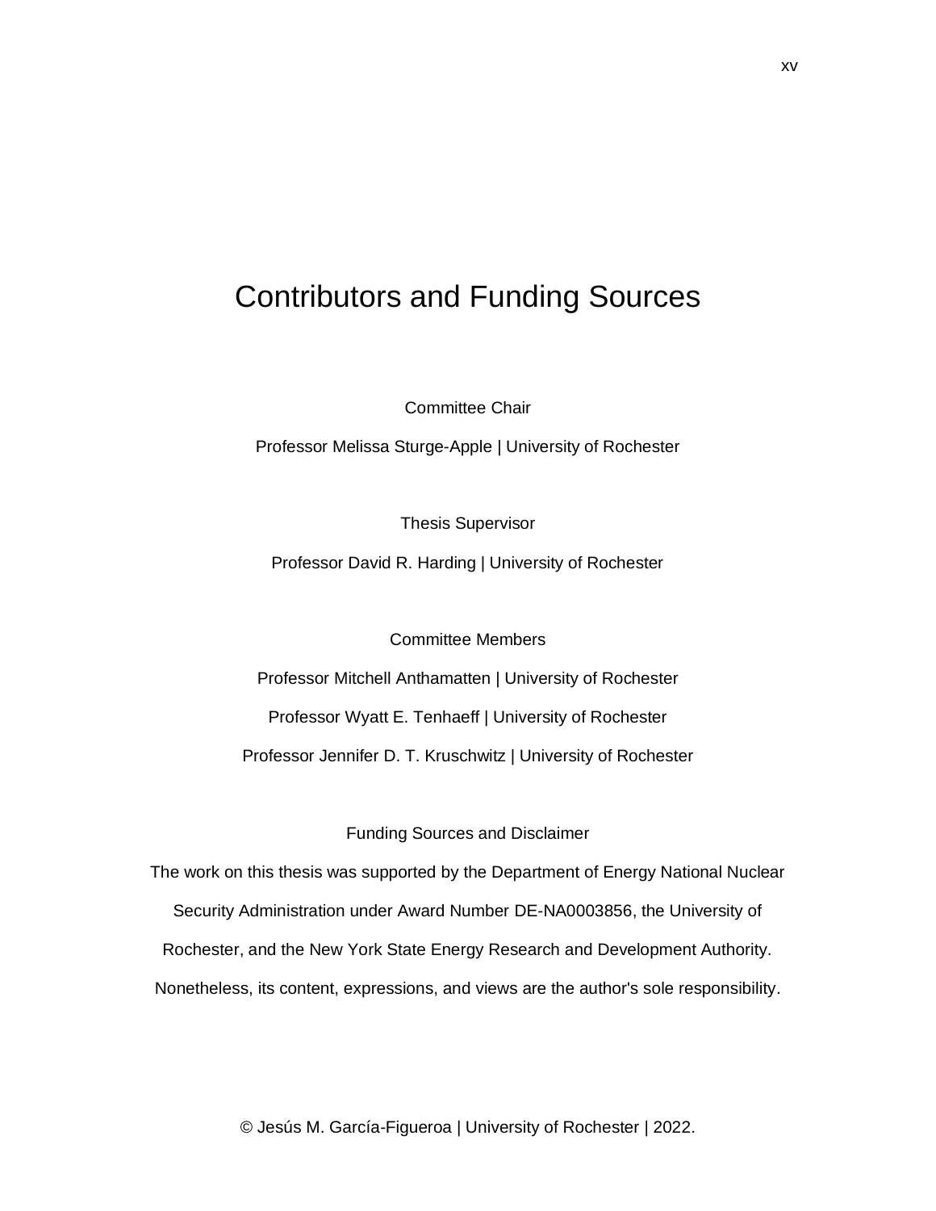# Contributors and Funding Sources

Committee Chair

Professor Melissa Sturge-Apple | University of Rochester

Thesis Supervisor

Professor David R. Harding | University of Rochester

Committee Members

Professor Mitchell Anthamatten | University of Rochester

Professor Wyatt E. Tenhaeff | University of Rochester

Professor Jennifer D. T. Kruschwitz | University of Rochester

Funding Sources and Disclaimer

The work on this thesis was supported by the Department of Energy National Nuclear Security Administration under Award Number DE-NA0003856, the University of Rochester, and the New York State Energy Research and Development Authority. Nonetheless, its content, expressions, and views are the author's sole responsibility.

© Jesús M. García-Figueroa | University of Rochester | 2022.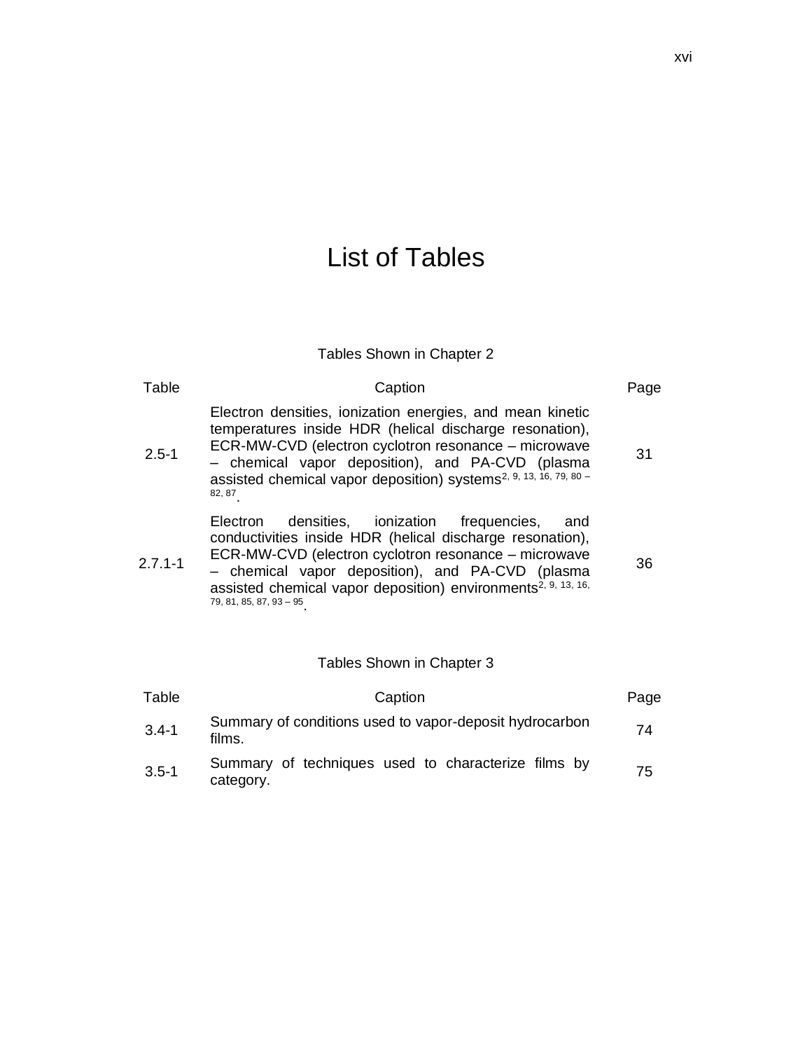# List of Tables

Tables Shown in Chapter 2

| Table | Caption | Page |
|---|---|---|
| 2.5-1 | Electron densities, ionization energies, and mean kinetic temperatures inside HDR (helical discharge resonation), ECR-MW-CVD (electron cyclotron resonance – microwave – chemical vapor deposition), and PA-CVD (plasma assisted chemical vapor deposition) systems[2, 9, 13, 16, 79, 80 – 82, 87]. | 31 |
| 2.7.1-1 | Electron densities, ionization frequencies, and conductivities inside HDR (helical discharge resonation), ECR-MW-CVD (electron cyclotron resonance – microwave – chemical vapor deposition), and PA-CVD (plasma assisted chemical vapor deposition) environments[2, 9, 13, 16, 79, 81, 85, 87, 93 – 95]. | 36 |

Tables Shown in Chapter 3

| Table | Caption | Page |
|---|---|---|
| 3.4-1 | Summary of conditions used to vapor-deposit hydrocarbon films. | 74 |
| 3.5-1 | Summary of techniques used to characterize films by category. | 75 |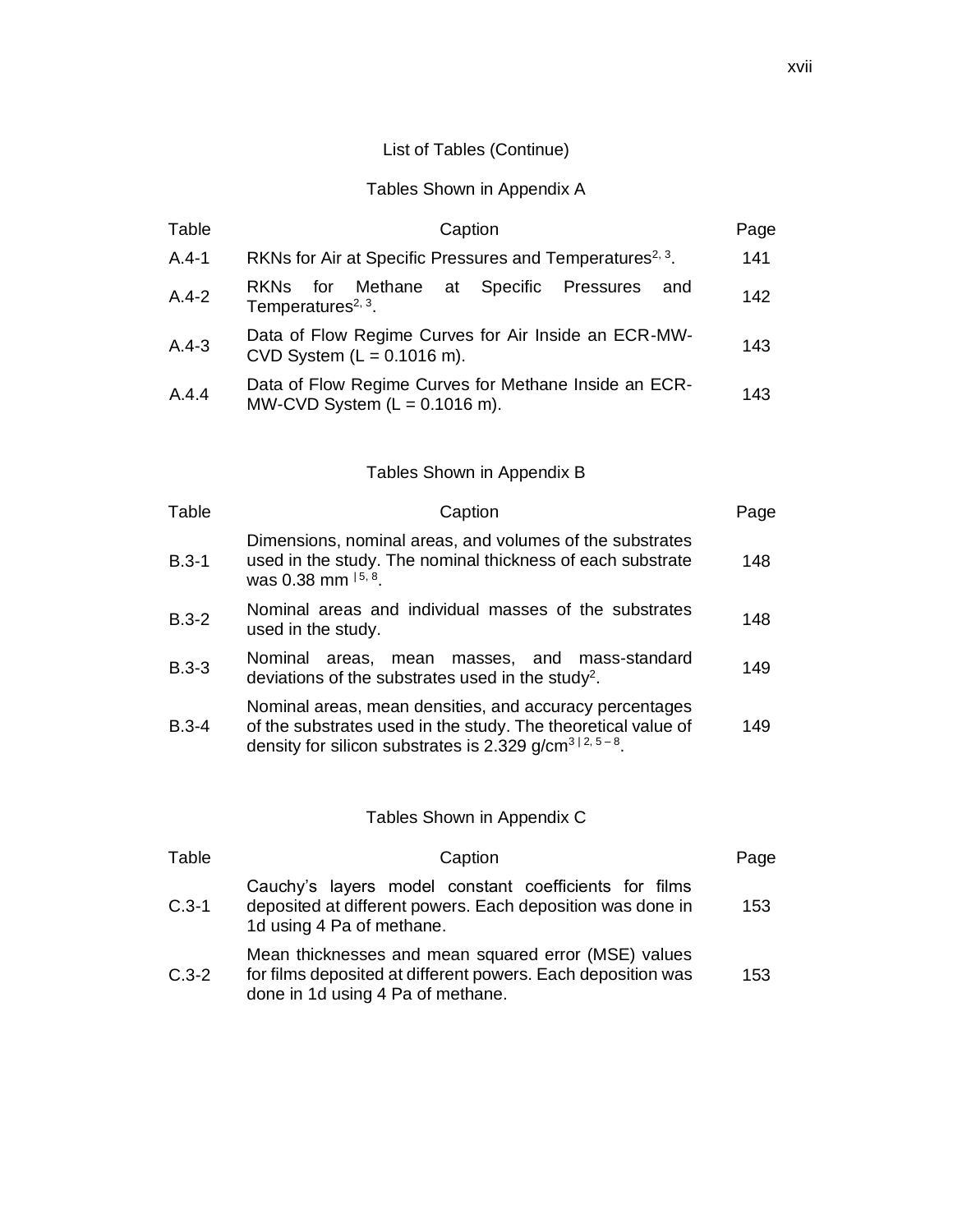## List of Tables (Continue)

### Tables Shown in Appendix A

| Table | Caption | Page |
|---|---|---|
| A.4-1 | RKNs for Air at Specific Pressures and Temperatures[2, 3]. | 141 |
| A.4-2 | RKNs for Methane at Specific Pressures and Temperatures[2, 3]. | 142 |
| A.4-3 | Data of Flow Regime Curves for Air Inside an ECR-MW-CVD System (L = 0.1016 m). | 143 |
| A.4.4 | Data of Flow Regime Curves for Methane Inside an ECR-MW-CVD System (L = 0.1016 m). | 143 |

### Tables Shown in Appendix B

| Table | Caption | Page |
|---|---|---|
| B.3-1 | Dimensions, nominal areas, and volumes of the substrates used in the study. The nominal thickness of each substrate was 0.38 mm [\| 5, 8]. | 148 |
| B.3-2 | Nominal areas and individual masses of the substrates used in the study. | 148 |
| B.3-3 | Nominal areas, mean masses, and mass-standard deviations of the substrates used in the study[2]. | 149 |
| B.3-4 | Nominal areas, mean densities, and accuracy percentages of the substrates used in the study. The theoretical value of density for silicon substrates is 2.329 $g/cm^3$ [\| 2, 5 – 8]. | 149 |

### Tables Shown in Appendix C

| Table | Caption | Page |
|---|---|---|
| C.3-1 | Cauchy's layers model constant coefficients for films deposited at different powers. Each deposition was done in 1d using 4 Pa of methane. | 153 |
| C.3-2 | Mean thicknesses and mean squared error (MSE) values for films deposited at different powers. Each deposition was done in 1d using 4 Pa of methane. | 153 |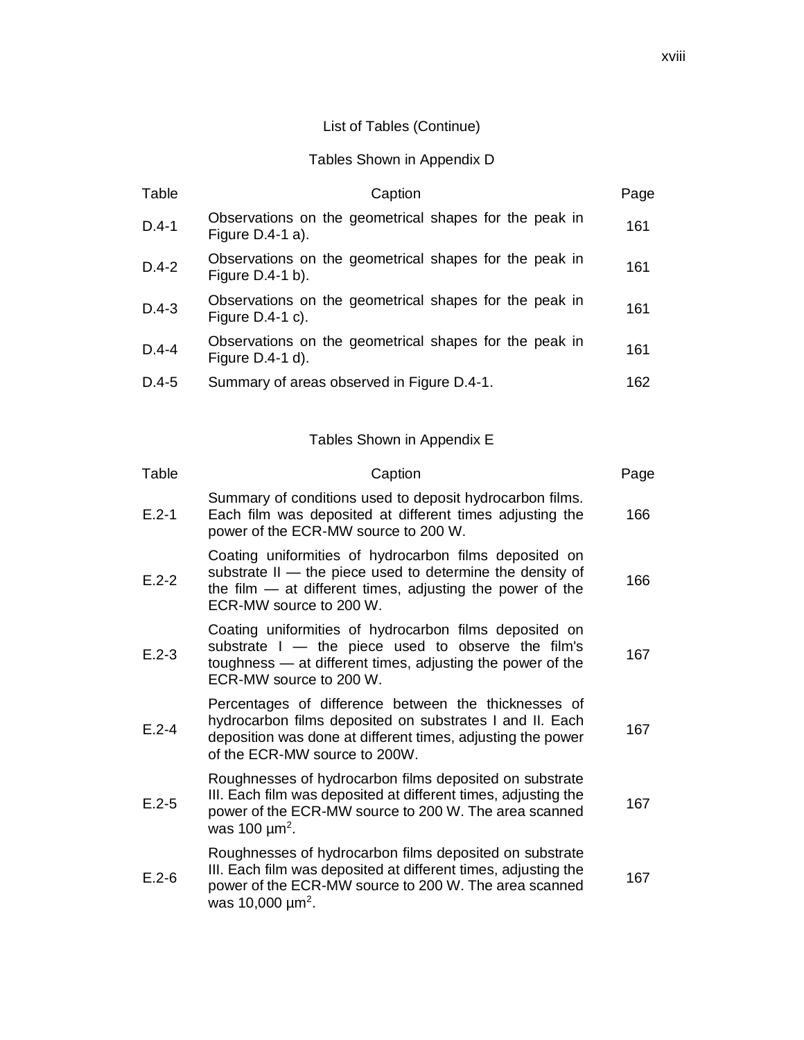List of Tables (Continue)

Tables Shown in Appendix D

| Table | Caption | Page |
|---|---|---|
| D.4-1 | Observations on the geometrical shapes for the peak in Figure D.4-1 a). | 161 |
| D.4-2 | Observations on the geometrical shapes for the peak in Figure D.4-1 b). | 161 |
| D.4-3 | Observations on the geometrical shapes for the peak in Figure D.4-1 c). | 161 |
| D.4-4 | Observations on the geometrical shapes for the peak in Figure D.4-1 d). | 161 |
| D.4-5 | Summary of areas observed in Figure D.4-1. | 162 |

Tables Shown in Appendix E

| Table | Caption | Page |
|---|---|---|
| E.2-1 | Summary of conditions used to deposit hydrocarbon films. Each film was deposited at different times adjusting the power of the ECR-MW source to 200 W. | 166 |
| E.2-2 | Coating uniformities of hydrocarbon films deposited on substrate II — the piece used to determine the density of the film — at different times, adjusting the power of the ECR-MW source to 200 W. | 166 |
| E.2-3 | Coating uniformities of hydrocarbon films deposited on substrate I — the piece used to observe the film's toughness — at different times, adjusting the power of the ECR-MW source to 200 W. | 167 |
| E.2-4 | Percentages of difference between the thicknesses of hydrocarbon films deposited on substrates I and II. Each deposition was done at different times, adjusting the power of the ECR-MW source to 200W. | 167 |
| E.2-5 | Roughnesses of hydrocarbon films deposited on substrate III. Each film was deposited at different times, adjusting the power of the ECR-MW source to 200 W. The area scanned was 100 $\mu m^2$. | 167 |
| E.2-6 | Roughnesses of hydrocarbon films deposited on substrate III. Each film was deposited at different times, adjusting the power of the ECR-MW source to 200 W. The area scanned was 10,000 $\mu m^2$. | 167 |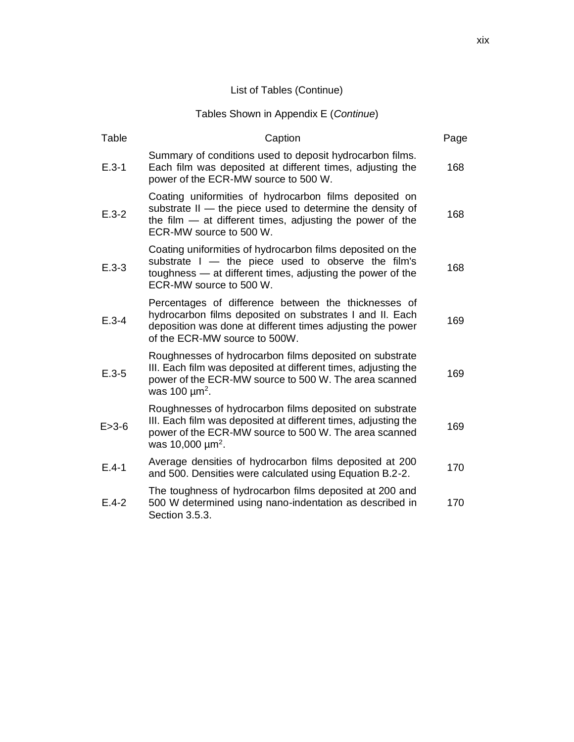List of Tables (Continue)

Tables Shown in Appendix E (*Continue*)

| Table | Caption | Page |
|---|---|---|
| E.3-1 | Summary of conditions used to deposit hydrocarbon films. Each film was deposited at different times, adjusting the power of the ECR-MW source to 500 W. | 168 |
| E.3-2 | Coating uniformities of hydrocarbon films deposited on substrate II — the piece used to determine the density of the film — at different times, adjusting the power of the ECR-MW source to 500 W. | 168 |
| E.3-3 | Coating uniformities of hydrocarbon films deposited on the substrate I — the piece used to observe the film's toughness — at different times, adjusting the power of the ECR-MW source to 500 W. | 168 |
| E.3-4 | Percentages of difference between the thicknesses of hydrocarbon films deposited on substrates I and II. Each deposition was done at different times adjusting the power of the ECR-MW source to 500W. | 169 |
| E.3-5 | Roughnesses of hydrocarbon films deposited on substrate III. Each film was deposited at different times, adjusting the power of the ECR-MW source to 500 W. The area scanned was 100 $\mu m^2$. | 169 |
| E>3-6 | Roughnesses of hydrocarbon films deposited on substrate III. Each film was deposited at different times, adjusting the power of the ECR-MW source to 500 W. The area scanned was 10,000 $\mu m^2$. | 169 |
| E.4-1 | Average densities of hydrocarbon films deposited at 200 and 500. Densities were calculated using Equation B.2-2. | 170 |
| E.4-2 | The toughness of hydrocarbon films deposited at 200 and 500 W determined using nano-indentation as described in Section 3.5.3. | 170 |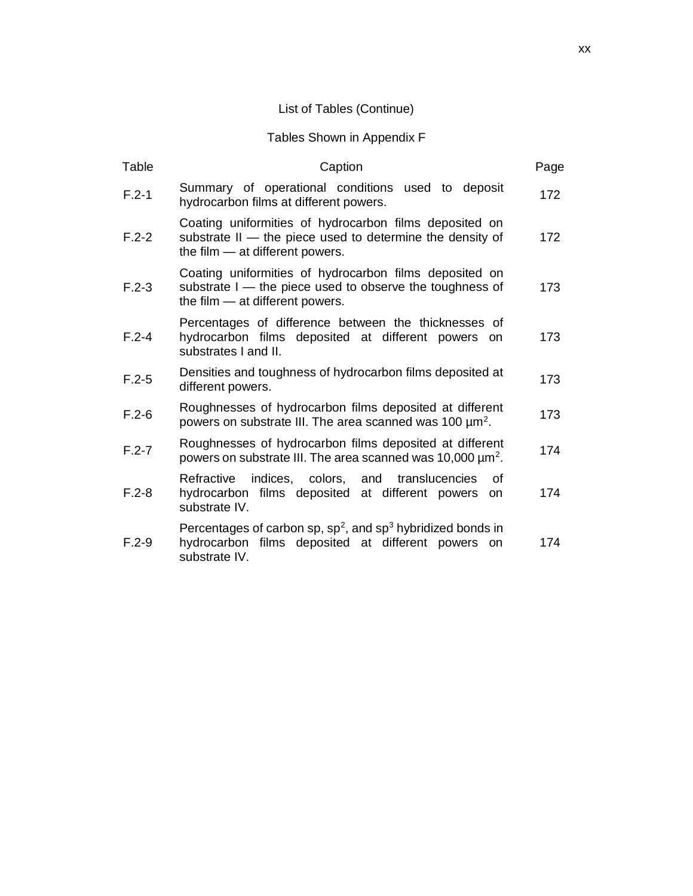## List of Tables (Continue)

### Tables Shown in Appendix F

| Table | Caption | Page |
|---|---|---|
| F.2-1 | Summary of operational conditions used to deposit hydrocarbon films at different powers. | 172 |
| F.2-2 | Coating uniformities of hydrocarbon films deposited on substrate II — the piece used to determine the density of the film — at different powers. | 172 |
| F.2-3 | Coating uniformities of hydrocarbon films deposited on substrate I — the piece used to observe the toughness of the film — at different powers. | 173 |
| F.2-4 | Percentages of difference between the thicknesses of hydrocarbon films deposited at different powers on substrates I and II. | 173 |
| F.2-5 | Densities and toughness of hydrocarbon films deposited at different powers. | 173 |
| F.2-6 | Roughnesses of hydrocarbon films deposited at different powers on substrate III. The area scanned was 100 $\mu m^2$. | 173 |
| F.2-7 | Roughnesses of hydrocarbon films deposited at different powers on substrate III. The area scanned was 10,000 $\mu m^2$. | 174 |
| F.2-8 | Refractive indices, colors, and translucencies of hydrocarbon films deposited at different powers on substrate IV. | 174 |
| F.2-9 | Percentages of carbon sp, $sp^2$, and $sp^3$ hybridized bonds in hydrocarbon films deposited at different powers on substrate IV. | 174 |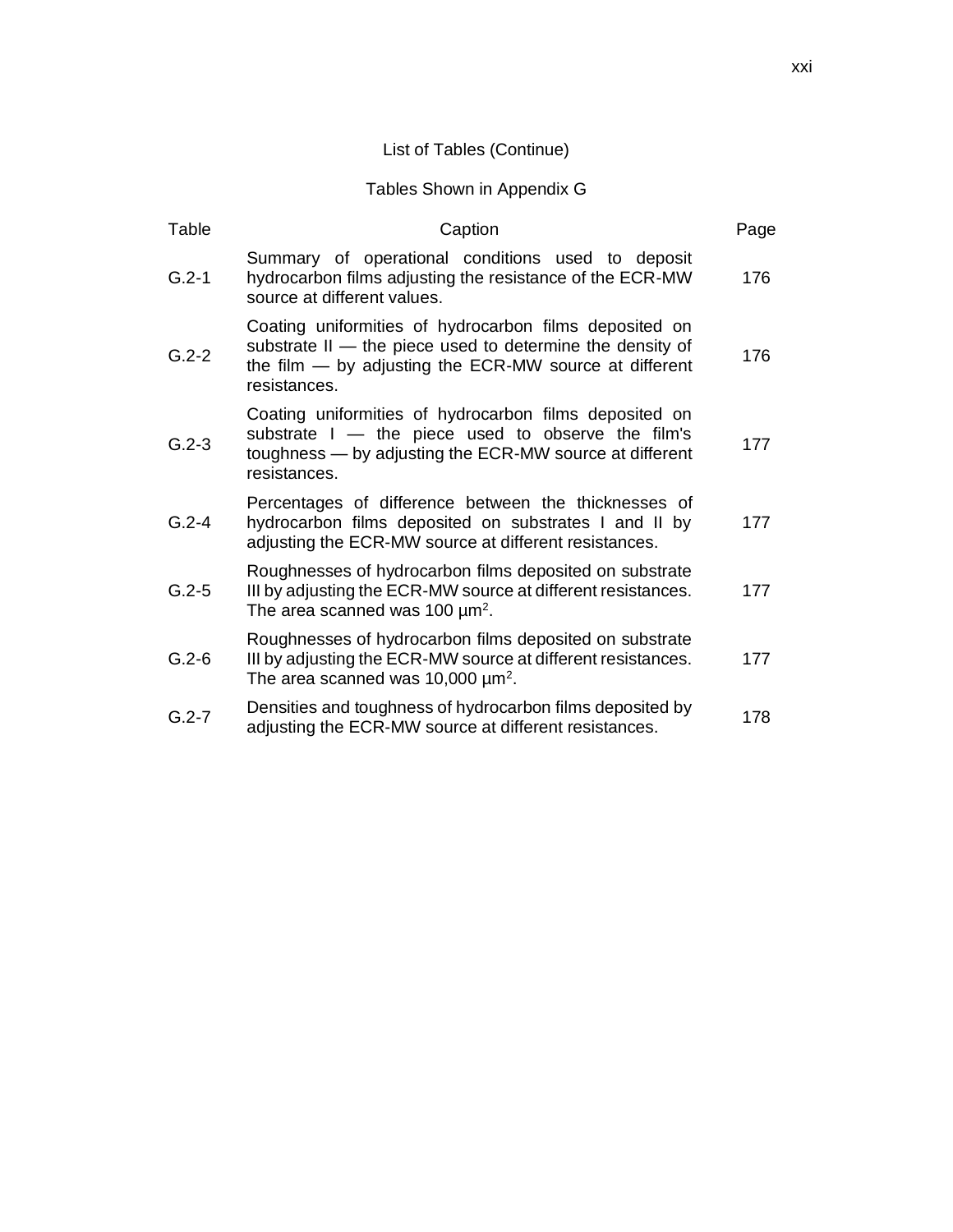## List of Tables (Continue)

### Tables Shown in Appendix G

| Table | Caption | Page |
|---|---|---|
| G.2-1 | Summary of operational conditions used to deposit hydrocarbon films adjusting the resistance of the ECR-MW source at different values. | 176 |
| G.2-2 | Coating uniformities of hydrocarbon films deposited on substrate II — the piece used to determine the density of the film — by adjusting the ECR-MW source at different resistances. | 176 |
| G.2-3 | Coating uniformities of hydrocarbon films deposited on substrate I — the piece used to observe the film's toughness — by adjusting the ECR-MW source at different resistances. | 177 |
| G.2-4 | Percentages of difference between the thicknesses of hydrocarbon films deposited on substrates I and II by adjusting the ECR-MW source at different resistances. | 177 |
| G.2-5 | Roughnesses of hydrocarbon films deposited on substrate III by adjusting the ECR-MW source at different resistances. The area scanned was 100 $\mu m^2$. | 177 |
| G.2-6 | Roughnesses of hydrocarbon films deposited on substrate III by adjusting the ECR-MW source at different resistances. The area scanned was 10,000 $\mu m^2$. | 177 |
| G.2-7 | Densities and toughness of hydrocarbon films deposited by adjusting the ECR-MW source at different resistances. | 178 |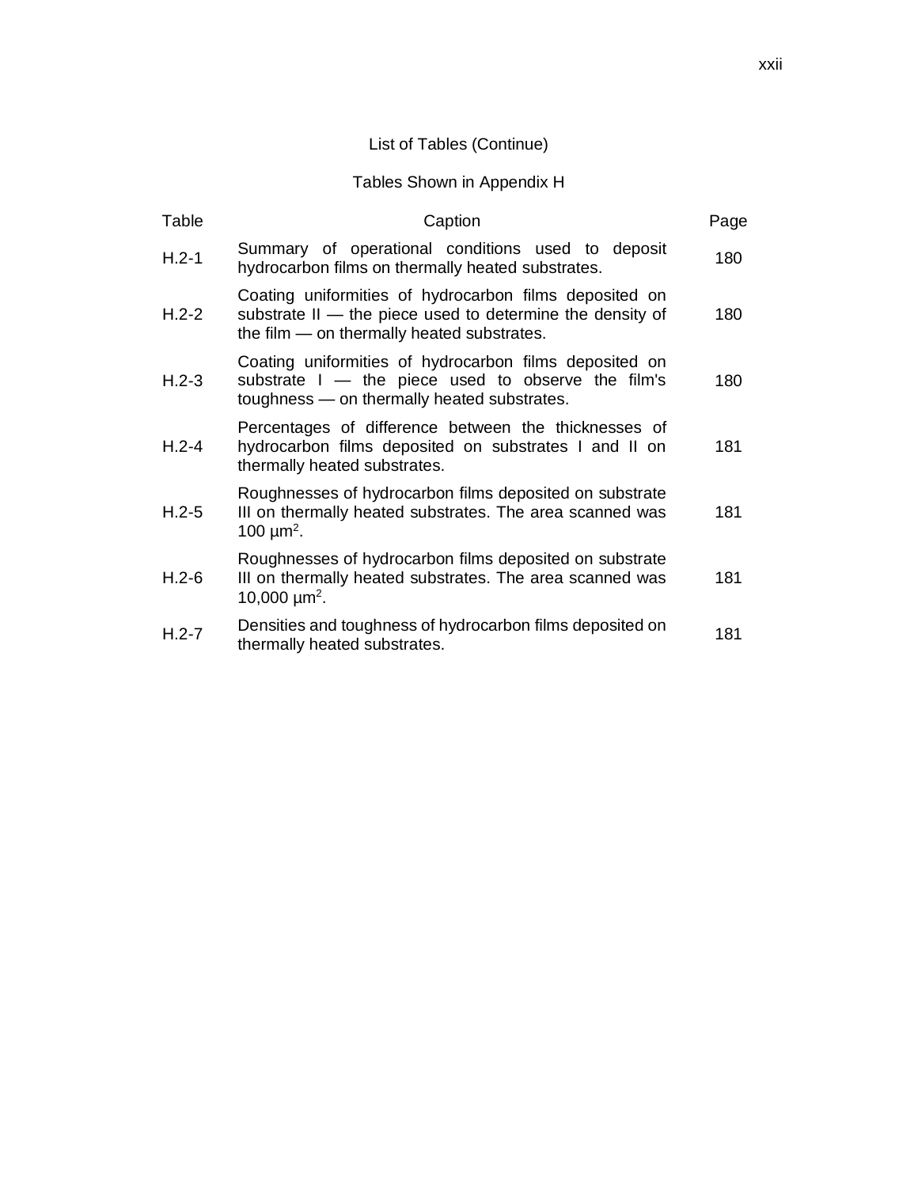## List of Tables (Continue)

### Tables Shown in Appendix H

| Table | Caption | Page |
|---|---|---|
| H.2-1 | Summary of operational conditions used to deposit hydrocarbon films on thermally heated substrates. | 180 |
| H.2-2 | Coating uniformities of hydrocarbon films deposited on substrate II — the piece used to determine the density of the film — on thermally heated substrates. | 180 |
| H.2-3 | Coating uniformities of hydrocarbon films deposited on substrate I — the piece used to observe the film's toughness — on thermally heated substrates. | 180 |
| H.2-4 | Percentages of difference between the thicknesses of hydrocarbon films deposited on substrates I and II on thermally heated substrates. | 181 |
| H.2-5 | Roughnesses of hydrocarbon films deposited on substrate III on thermally heated substrates. The area scanned was 100 $\mu m^2$. | 181 |
| H.2-6 | Roughnesses of hydrocarbon films deposited on substrate III on thermally heated substrates. The area scanned was 10,000 $\mu m^2$. | 181 |
| H.2-7 | Densities and toughness of hydrocarbon films deposited on thermally heated substrates. | 181 |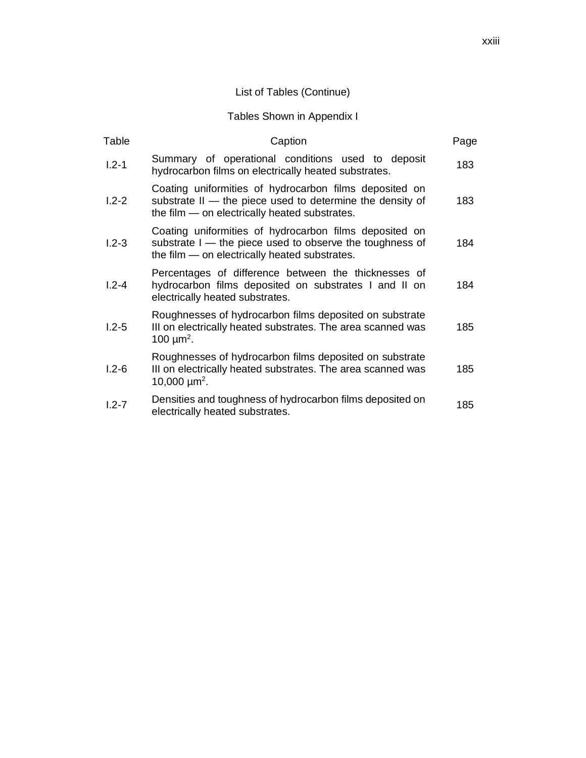## List of Tables (Continue)

### Tables Shown in Appendix I

| Table | Caption | Page |
|---|---|---|
| I.2-1 | Summary of operational conditions used to deposit hydrocarbon films on electrically heated substrates. | 183 |
| I.2-2 | Coating uniformities of hydrocarbon films deposited on substrate II — the piece used to determine the density of the film — on electrically heated substrates. | 183 |
| I.2-3 | Coating uniformities of hydrocarbon films deposited on substrate I — the piece used to observe the toughness of the film — on electrically heated substrates. | 184 |
| I.2-4 | Percentages of difference between the thicknesses of hydrocarbon films deposited on substrates I and II on electrically heated substrates. | 184 |
| I.2-5 | Roughnesses of hydrocarbon films deposited on substrate III on electrically heated substrates. The area scanned was 100 $\mu m^2$. | 185 |
| I.2-6 | Roughnesses of hydrocarbon films deposited on substrate III on electrically heated substrates. The area scanned was 10,000 $\mu m^2$. | 185 |
| I.2-7 | Densities and toughness of hydrocarbon films deposited on electrically heated substrates. | 185 |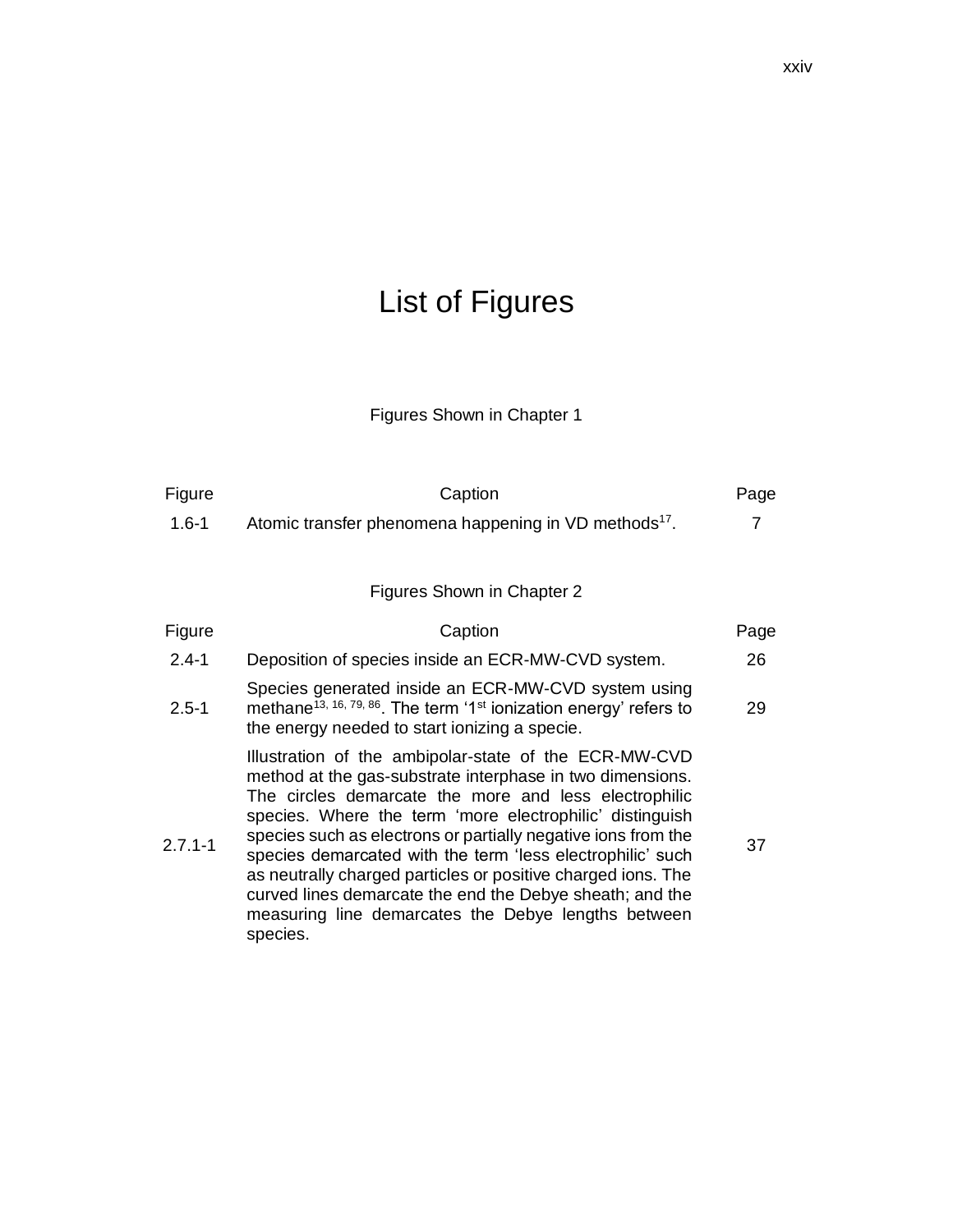# List of Figures

Figures Shown in Chapter 1

| Figure | Caption | Page |
|---|---|---|
| 1.6-1 | Atomic transfer phenomena happening in VD methods[17]. | 7 |

Figures Shown in Chapter 2

| Figure | Caption | Page |
|---|---|---|
| 2.4-1 | Deposition of species inside an ECR-MW-CVD system. | 26 |
| 2.5-1 | Species generated inside an ECR-MW-CVD system using methane[13, 16, 79, 86]. The term '1st ionization energy' refers to the energy needed to start ionizing a specie. | 29 |
| 2.7.1-1 | Illustration of the ambipolar-state of the ECR-MW-CVD method at the gas-substrate interphase in two dimensions. The circles demarcate the more and less electrophilic species. Where the term 'more electrophilic' distinguish species such as electrons or partially negative ions from the species demarcated with the term 'less electrophilic' such as neutrally charged particles or positive charged ions. The curved lines demarcate the end the Debye sheath; and the measuring line demarcates the Debye lengths between species. | 37 |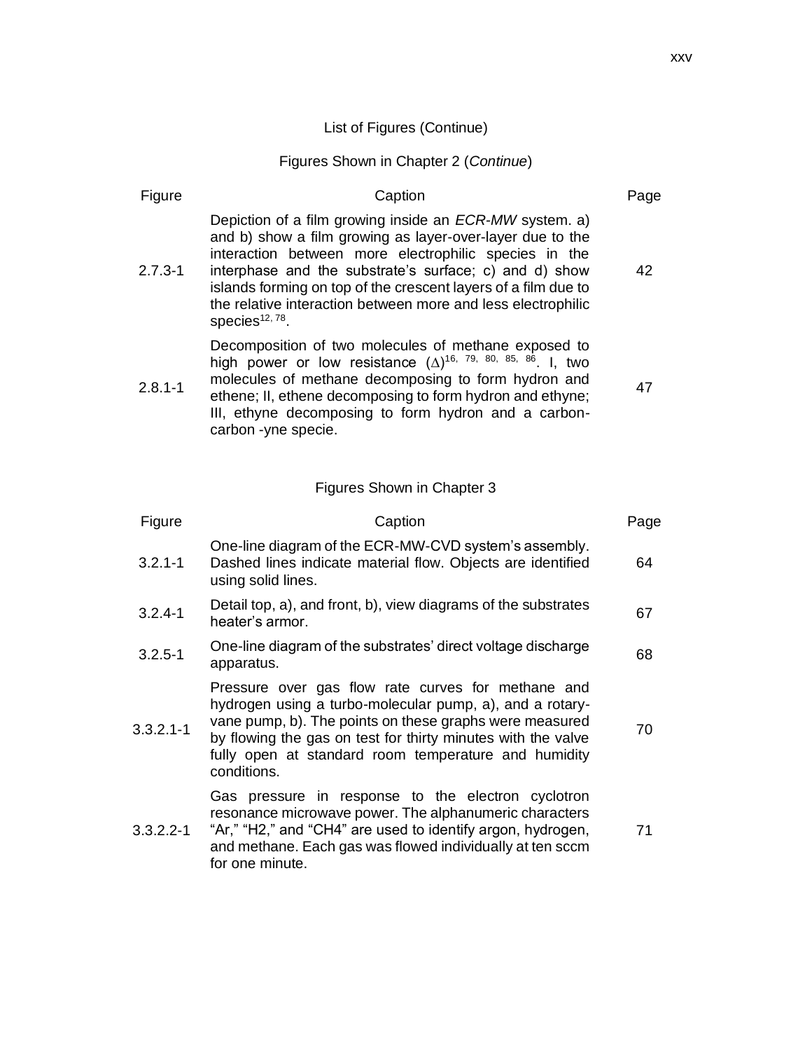## List of Figures (Continue)

### Figures Shown in Chapter 2 (*Continue*)

| Figure | Caption | Page |
|---|---|---|
| 2.7.3-1 | Depiction of a film growing inside an *ECR-MW* system. a) and b) show a film growing as layer-over-layer due to the interaction between more electrophilic species in the interphase and the substrate's surface; c) and d) show islands forming on top of the crescent layers of a film due to the relative interaction between more and less electrophilic species[12, 78]. | 42 |
| 2.8.1-1 | Decomposition of two molecules of methane exposed to high power or low resistance ($\Delta$)[16, 79, 80, 85, 86]. I, two molecules of methane decomposing to form hydron and ethene; II, ethene decomposing to form hydron and ethyne; III, ethyne decomposing to form hydron and a carbon-carbon -yne specie. | 47 |

### Figures Shown in Chapter 3

| Figure | Caption | Page |
|---|---|---|
| 3.2.1-1 | One-line diagram of the ECR-MW-CVD system's assembly. Dashed lines indicate material flow. Objects are identified using solid lines. | 64 |
| 3.2.4-1 | Detail top, a), and front, b), view diagrams of the substrates heater's armor. | 67 |
| 3.2.5-1 | One-line diagram of the substrates' direct voltage discharge apparatus. | 68 |
| 3.3.2.1-1 | Pressure over gas flow rate curves for methane and hydrogen using a turbo-molecular pump, a), and a rotary-vane pump, b). The points on these graphs were measured by flowing the gas on test for thirty minutes with the valve fully open at standard room temperature and humidity conditions. | 70 |
| 3.3.2.2-1 | Gas pressure in response to the electron cyclotron resonance microwave power. The alphanumeric characters "Ar," "H2," and "CH4" are used to identify argon, hydrogen, and methane. Each gas was flowed individually at ten sccm for one minute. | 71 |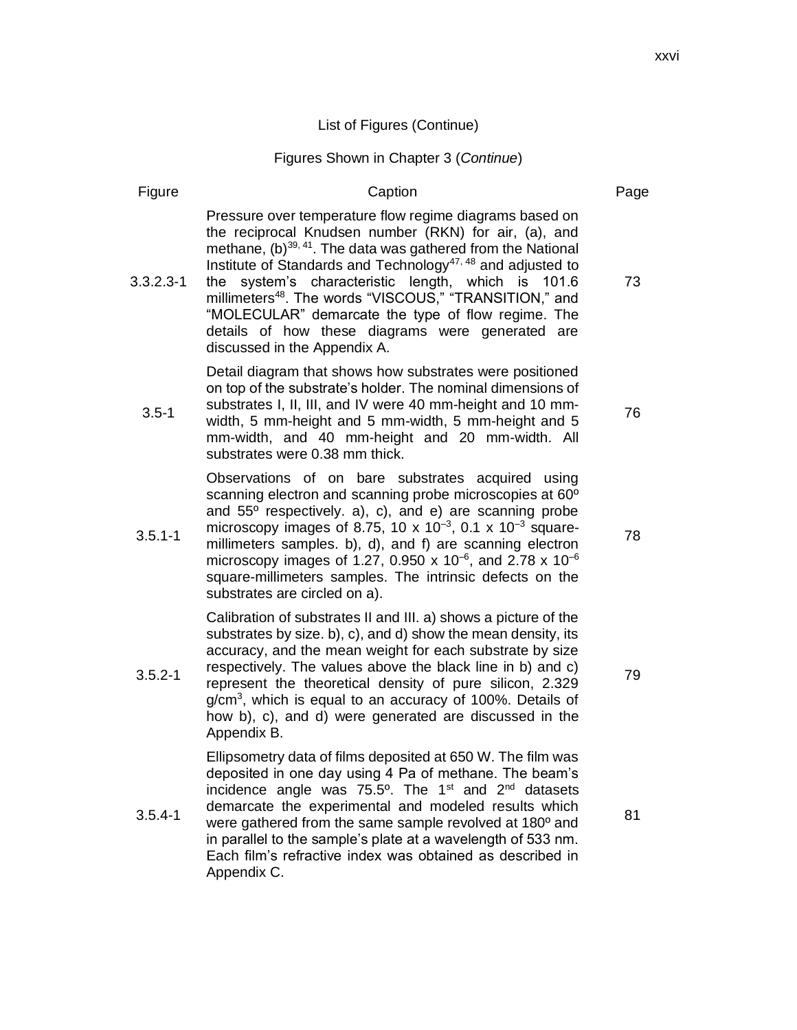List of Figures (Continue)

Figures Shown in Chapter 3 (*Continue*)

| Figure | Caption | Page |
| --- | --- | --- |
| 3.3.2.3-1 | Pressure over temperature flow regime diagrams based on the reciprocal Knudsen number (RKN) for air, (a), and methane, (b)[39, 41]. The data was gathered from the National Institute of Standards and Technology[47, 48] and adjusted to the system's characteristic length, which is 101.6 millimeters[48]. The words "VISCOUS," "TRANSITION," and "MOLECULAR" demarcate the type of flow regime. The details of how these diagrams were generated are discussed in the Appendix A. | 73 |
| 3.5-1 | Detail diagram that shows how substrates were positioned on top of the substrate's holder. The nominal dimensions of substrates I, II, III, and IV were 40 mm-height and 10 mm-width, 5 mm-height and 5 mm-width, 5 mm-height and 5 mm-width, and 40 mm-height and 20 mm-width. All substrates were 0.38 mm thick. | 76 |
| 3.5.1-1 | Observations of on bare substrates acquired using scanning electron and scanning probe microscopies at 60º and 55º respectively. a), c), and e) are scanning probe microscopy images of 8.75, 10 x $10^{-3}$, 0.1 x $10^{-3}$ square-millimeters samples. b), d), and f) are scanning electron microscopy images of 1.27, 0.950 x $10^{-6}$, and 2.78 x $10^{-6}$ square-millimeters samples. The intrinsic defects on the substrates are circled on a). | 78 |
| 3.5.2-1 | Calibration of substrates II and III. a) shows a picture of the substrates by size. b), c), and d) show the mean density, its accuracy, and the mean weight for each substrate by size respectively. The values above the black line in b) and c) represent the theoretical density of pure silicon, 2.329 g/cm$^3$, which is equal to an accuracy of 100%. Details of how b), c), and d) were generated are discussed in the Appendix B. | 79 |
| 3.5.4-1 | Ellipsometry data of films deposited at 650 W. The film was deposited in one day using 4 Pa of methane. The beam's incidence angle was 75.5º. The 1$^{st}$ and 2$^{nd}$ datasets demarcate the experimental and modeled results which were gathered from the same sample revolved at 180º and in parallel to the sample's plate at a wavelength of 533 nm. Each film's refractive index was obtained as described in Appendix C. | 81 |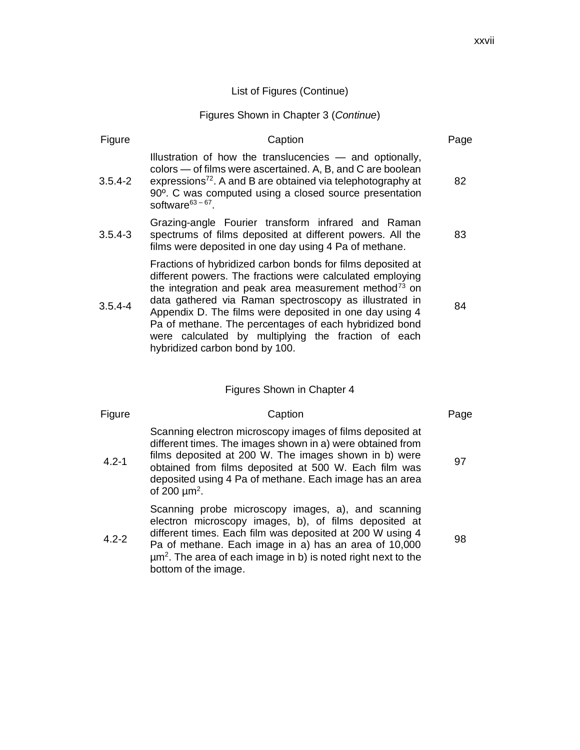List of Figures (Continue)

Figures Shown in Chapter 3 (*Continue*)

| Figure | Caption | Page |
|---|---|---|
| 3.5.4-2 | Illustration of how the translucencies — and optionally, colors — of films were ascertained. A, B, and C are boolean expressions[72]. A and B are obtained via telephotography at 90º. C was computed using a closed source presentation software[63 – 67]. | 82 |
| 3.5.4-3 | Grazing-angle Fourier transform infrared and Raman spectrums of films deposited at different powers. All the films were deposited in one day using 4 Pa of methane. | 83 |
| 3.5.4-4 | Fractions of hybridized carbon bonds for films deposited at different powers. The fractions were calculated employing the integration and peak area measurement method[73] on data gathered via Raman spectroscopy as illustrated in Appendix D. The films were deposited in one day using 4 Pa of methane. The percentages of each hybridized bond were calculated by multiplying the fraction of each hybridized carbon bond by 100. | 84 |

Figures Shown in Chapter 4

| Figure | Caption | Page |
|---|---|---|
| 4.2-1 | Scanning electron microscopy images of films deposited at different times. The images shown in a) were obtained from films deposited at 200 W. The images shown in b) were obtained from films deposited at 500 W. Each film was deposited using 4 Pa of methane. Each image has an area of 200 $\mu m^2$. | 97 |
| 4.2-2 | Scanning probe microscopy images, a), and scanning electron microscopy images, b), of films deposited at different times. Each film was deposited at 200 W using 4 Pa of methane. Each image in a) has an area of 10,000 $\mu m^2$. The area of each image in b) is noted right next to the bottom of the image. | 98 |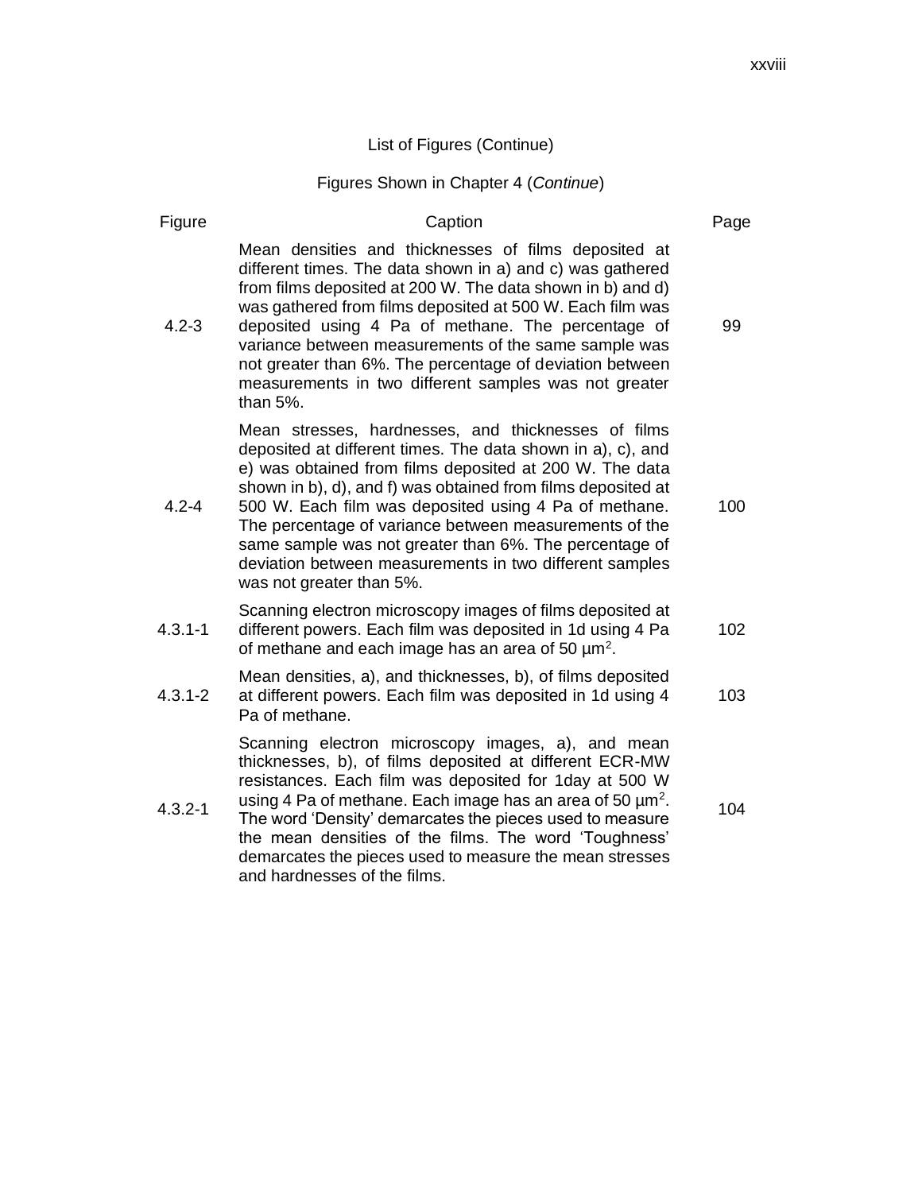## List of Figures (Continue)

### Figures Shown in Chapter 4 (*Continue*)

| Figure | Caption | Page |
| --- | --- | --- |
| 4.2-3 | Mean densities and thicknesses of films deposited at different times. The data shown in a) and c) was gathered from films deposited at 200 W. The data shown in b) and d) was gathered from films deposited at 500 W. Each film was deposited using 4 Pa of methane. The percentage of variance between measurements of the same sample was not greater than 6%. The percentage of deviation between measurements in two different samples was not greater than 5%. | 99 |
| 4.2-4 | Mean stresses, hardnesses, and thicknesses of films deposited at different times. The data shown in a), c), and e) was obtained from films deposited at 200 W. The data shown in b), d), and f) was obtained from films deposited at 500 W. Each film was deposited using 4 Pa of methane. The percentage of variance between measurements of the same sample was not greater than 6%. The percentage of deviation between measurements in two different samples was not greater than 5%. | 100 |
| 4.3.1-1 | Scanning electron microscopy images of films deposited at different powers. Each film was deposited in 1d using 4 Pa of methane and each image has an area of 50 $\mu m^2$. | 102 |
| 4.3.1-2 | Mean densities, a), and thicknesses, b), of films deposited at different powers. Each film was deposited in 1d using 4 Pa of methane. | 103 |
| 4.3.2-1 | Scanning electron microscopy images, a), and mean thicknesses, b), of films deposited at different ECR-MW resistances. Each film was deposited for 1day at 500 W using 4 Pa of methane. Each image has an area of 50 $\mu m^2$. The word 'Density' demarcates the pieces used to measure the mean densities of the films. The word 'Toughness' demarcates the pieces used to measure the mean stresses and hardnesses of the films. | 104 |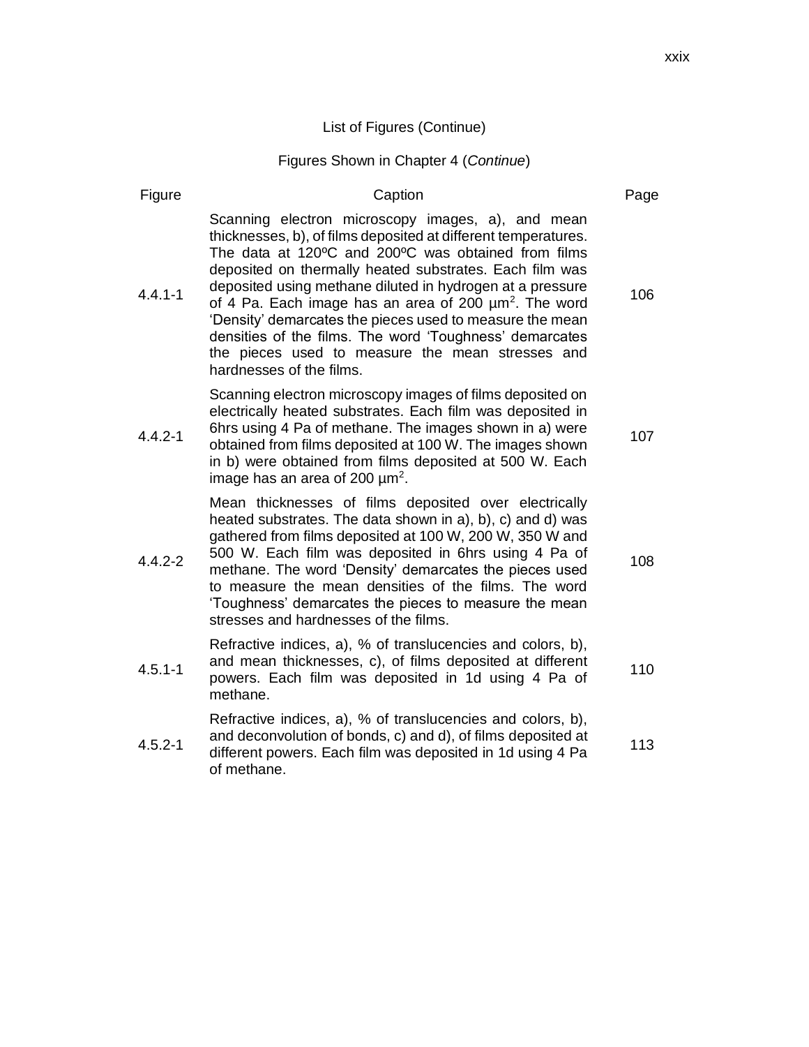List of Figures (Continue)

Figures Shown in Chapter 4 (*Continue*)

| Figure | Caption | Page |
|---|---|---|
| 4.4.1-1 | Scanning electron microscopy images, a), and mean thicknesses, b), of films deposited at different temperatures. The data at 120ºC and 200ºC was obtained from films deposited on thermally heated substrates. Each film was deposited using methane diluted in hydrogen at a pressure of 4 Pa. Each image has an area of 200 $\mu m^2$. The word 'Density' demarcates the pieces used to measure the mean densities of the films. The word 'Toughness' demarcates the pieces used to measure the mean stresses and hardnesses of the films. | 106 |
| 4.4.2-1 | Scanning electron microscopy images of films deposited on electrically heated substrates. Each film was deposited in 6hrs using 4 Pa of methane. The images shown in a) were obtained from films deposited at 100 W. The images shown in b) were obtained from films deposited at 500 W. Each image has an area of 200 $\mu m^2$. | 107 |
| 4.4.2-2 | Mean thicknesses of films deposited over electrically heated substrates. The data shown in a), b), c) and d) was gathered from films deposited at 100 W, 200 W, 350 W and 500 W. Each film was deposited in 6hrs using 4 Pa of methane. The word 'Density' demarcates the pieces used to measure the mean densities of the films. The word 'Toughness' demarcates the pieces to measure the mean stresses and hardnesses of the films. | 108 |
| 4.5.1-1 | Refractive indices, a), % of translucencies and colors, b), and mean thicknesses, c), of films deposited at different powers. Each film was deposited in 1d using 4 Pa of methane. | 110 |
| 4.5.2-1 | Refractive indices, a), % of translucencies and colors, b), and deconvolution of bonds, c) and d), of films deposited at different powers. Each film was deposited in 1d using 4 Pa of methane. | 113 |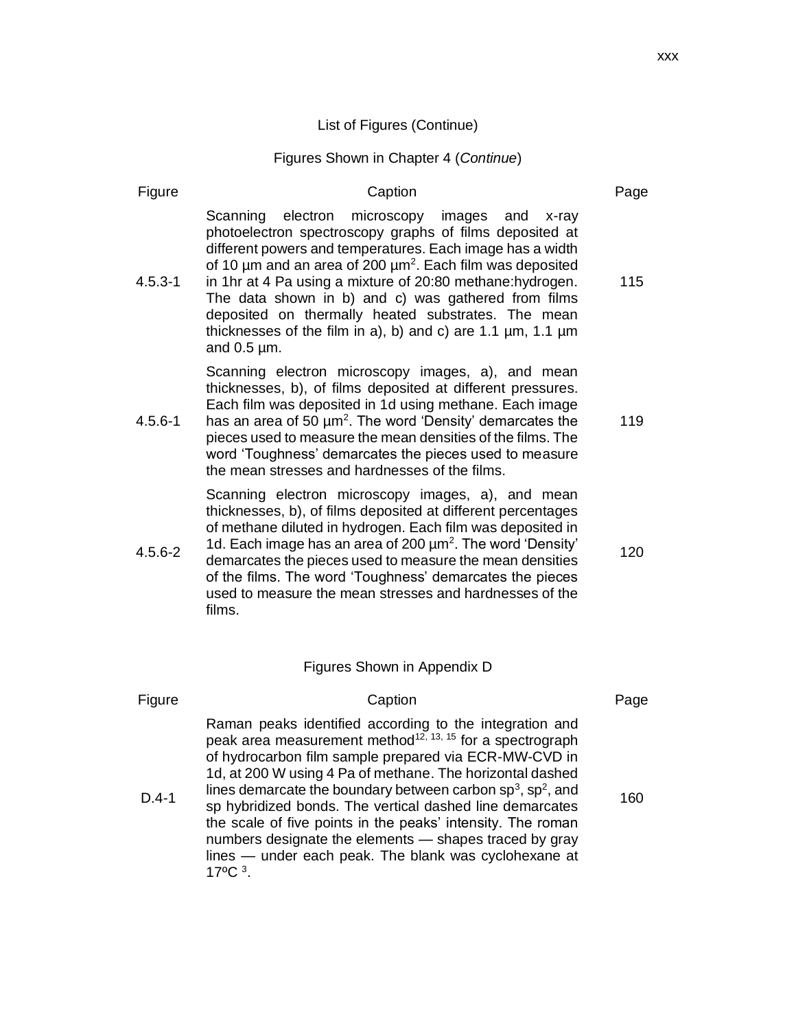List of Figures (Continue)

Figures Shown in Chapter 4 (*Continue*)

| Figure | Caption | Page |
| --- | --- | --- |
| 4.5.3-1 | Scanning electron microscopy images and x-ray photoelectron spectroscopy graphs of films deposited at different powers and temperatures. Each image has a width of 10 µm and an area of 200 µm$^2$. Each film was deposited in 1hr at 4 Pa using a mixture of 20:80 methane:hydrogen. The data shown in b) and c) was gathered from films deposited on thermally heated substrates. The mean thicknesses of the film in a), b) and c) are 1.1 µm, 1.1 µm and 0.5 µm. | 115 |
| 4.5.6-1 | Scanning electron microscopy images, a), and mean thicknesses, b), of films deposited at different pressures. Each film was deposited in 1d using methane. Each image has an area of 50 µm$^2$. The word 'Density' demarcates the pieces used to measure the mean densities of the films. The word 'Toughness' demarcates the pieces used to measure the mean stresses and hardnesses of the films. | 119 |
| 4.5.6-2 | Scanning electron microscopy images, a), and mean thicknesses, b), of films deposited at different percentages of methane diluted in hydrogen. Each film was deposited in 1d. Each image has an area of 200 µm$^2$. The word 'Density' demarcates the pieces used to measure the mean densities of the films. The word 'Toughness' demarcates the pieces used to measure the mean stresses and hardnesses of the films. | 120 |

Figures Shown in Appendix D

| Figure | Caption | Page |
| --- | --- | --- |
| D.4-1 | Raman peaks identified according to the integration and peak area measurement method[12, 13, 15] for a spectrograph of hydrocarbon film sample prepared via ECR-MW-CVD in 1d, at 200 W using 4 Pa of methane. The horizontal dashed lines demarcate the boundary between carbon sp$^3$, sp$^2$, and sp hybridized bonds. The vertical dashed line demarcates the scale of five points in the peaks' intensity. The roman numbers designate the elements — shapes traced by gray lines — under each peak. The blank was cyclohexane at 17ºC [3]. | 160 |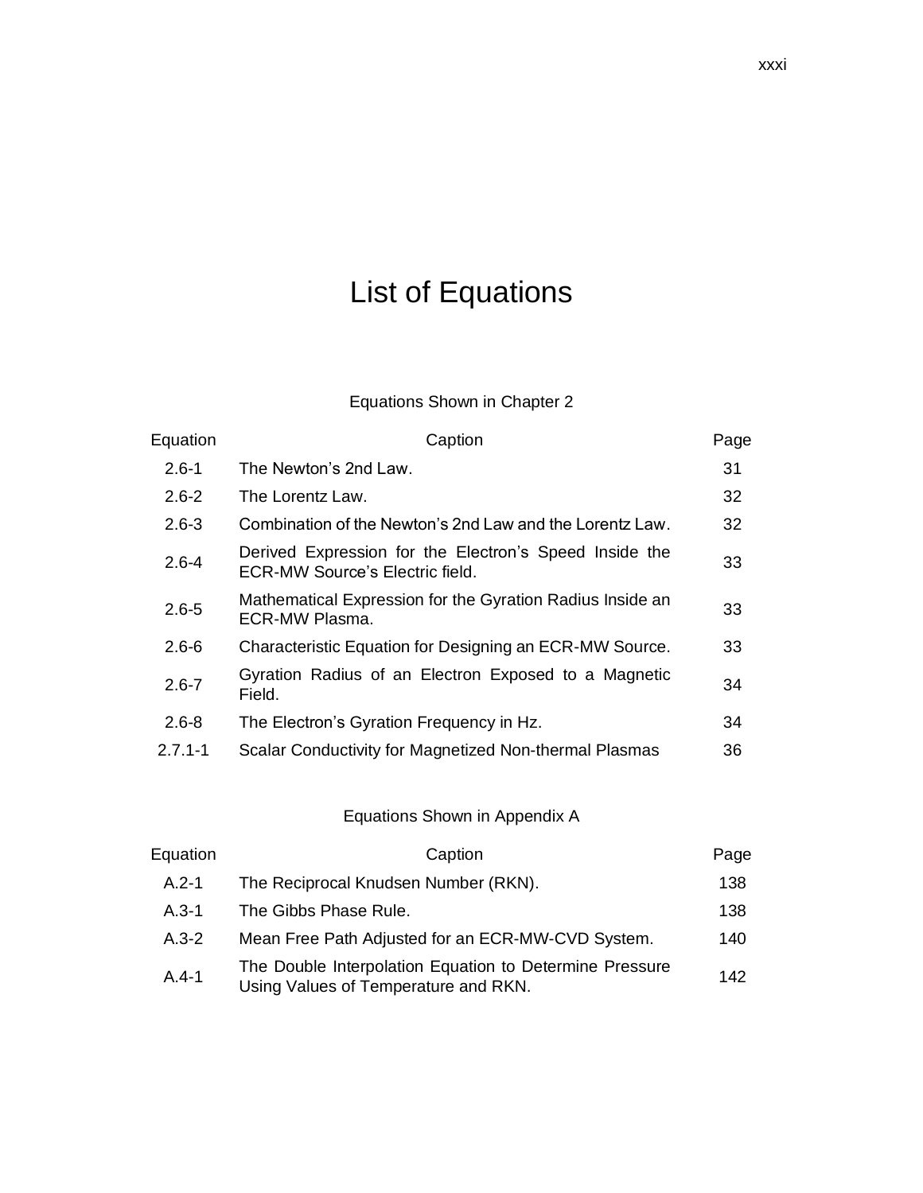# List of Equations

Equations Shown in Chapter 2

| Equation | Caption | Page |
|---|---|---|
| 2.6-1 | The Newton's 2nd Law. | 31 |
| 2.6-2 | The Lorentz Law. | 32 |
| 2.6-3 | Combination of the Newton's 2nd Law and the Lorentz Law. | 32 |
| 2.6-4 | Derived Expression for the Electron's Speed Inside the ECR-MW Source's Electric field. | 33 |
| 2.6-5 | Mathematical Expression for the Gyration Radius Inside an ECR-MW Plasma. | 33 |
| 2.6-6 | Characteristic Equation for Designing an ECR-MW Source. | 33 |
| 2.6-7 | Gyration Radius of an Electron Exposed to a Magnetic Field. | 34 |
| 2.6-8 | The Electron's Gyration Frequency in Hz. | 34 |
| 2.7.1-1 | Scalar Conductivity for Magnetized Non-thermal Plasmas | 36 |

Equations Shown in Appendix A

| Equation | Caption | Page |
|---|---|---|
| A.2-1 | The Reciprocal Knudsen Number (RKN). | 138 |
| A.3-1 | The Gibbs Phase Rule. | 138 |
| A.3-2 | Mean Free Path Adjusted for an ECR-MW-CVD System. | 140 |
| A.4-1 | The Double Interpolation Equation to Determine Pressure Using Values of Temperature and RKN. | 142 |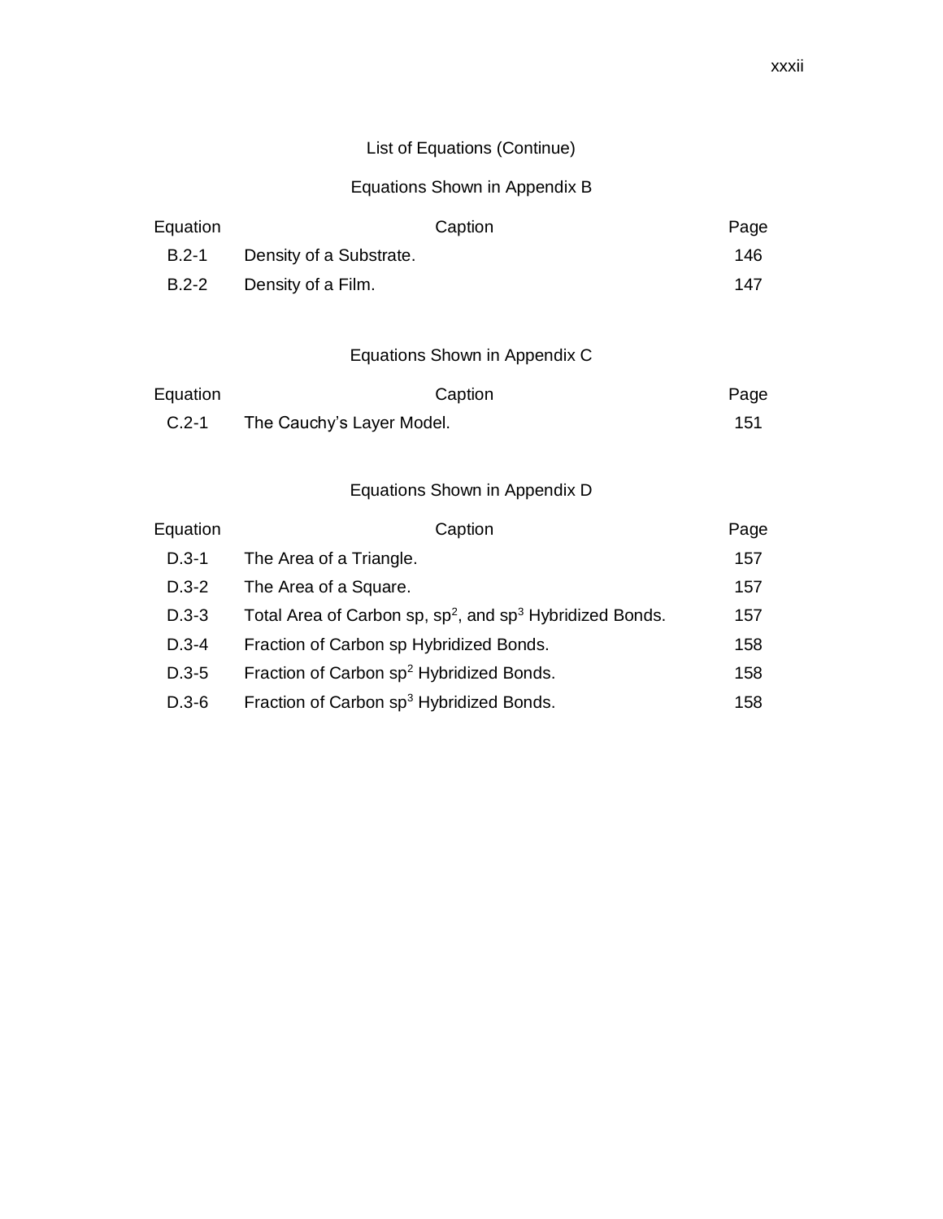## List of Equations (Continue)

### Equations Shown in Appendix B

| Equation | Caption | Page |
|---|---|---|
| B.2-1 | Density of a Substrate. | 146 |
| B.2-2 | Density of a Film. | 147 |

### Equations Shown in Appendix C

| Equation | Caption | Page |
|---|---|---|
| C.2-1 | The Cauchy's Layer Model. | 151 |

### Equations Shown in Appendix D

| Equation | Caption | Page |
|---|---|---|
| D.3-1 | The Area of a Triangle. | 157 |
| D.3-2 | The Area of a Square. | 157 |
| D.3-3 | Total Area of Carbon sp, $sp^2$, and $sp^3$ Hybridized Bonds. | 157 |
| D.3-4 | Fraction of Carbon sp Hybridized Bonds. | 158 |
| D.3-5 | Fraction of Carbon $sp^2$ Hybridized Bonds. | 158 |
| D.3-6 | Fraction of Carbon $sp^3$ Hybridized Bonds. | 158 |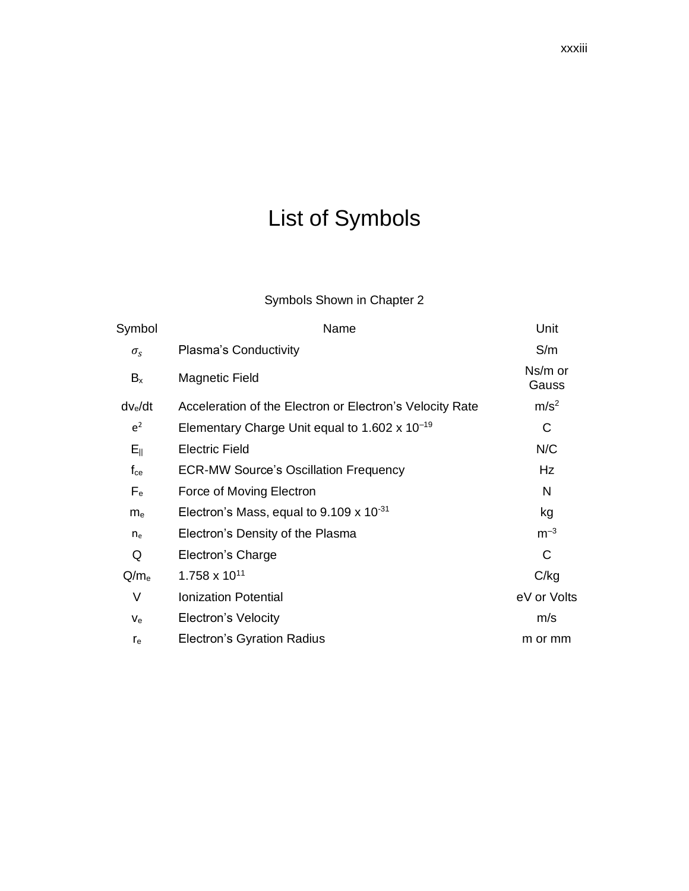# List of Symbols

Symbols Shown in Chapter 2

| Symbol | Name | Unit |
|---|---|---|
| $\sigma_s$ | Plasma's Conductivity | S/m |
| $B_x$ | Magnetic Field | Ns/m or Gauss |
| $dv_e/dt$ | Acceleration of the Electron or Electron's Velocity Rate | $m/s^2$ |
| $e^2$ | Elementary Charge Unit equal to $1.602 \times 10^{-19}$ | C |
| $E_{\|\|}$ | Electric Field | N/C |
| $f_{ce}$ | ECR-MW Source's Oscillation Frequency | Hz |
| $F_e$ | Force of Moving Electron | N |
| $m_e$ | Electron's Mass, equal to $9.109 \times 10^{-31}$ | kg |
| $n_e$ | Electron's Density of the Plasma | $m^{-3}$ |
| Q | Electron's Charge | C |
| $Q/m_e$ | $1.758 \times 10^{11}$ | C/kg |
| V | Ionization Potential | eV or Volts |
| $v_e$ | Electron's Velocity | m/s |
| $r_e$ | Electron's Gyration Radius | m or mm |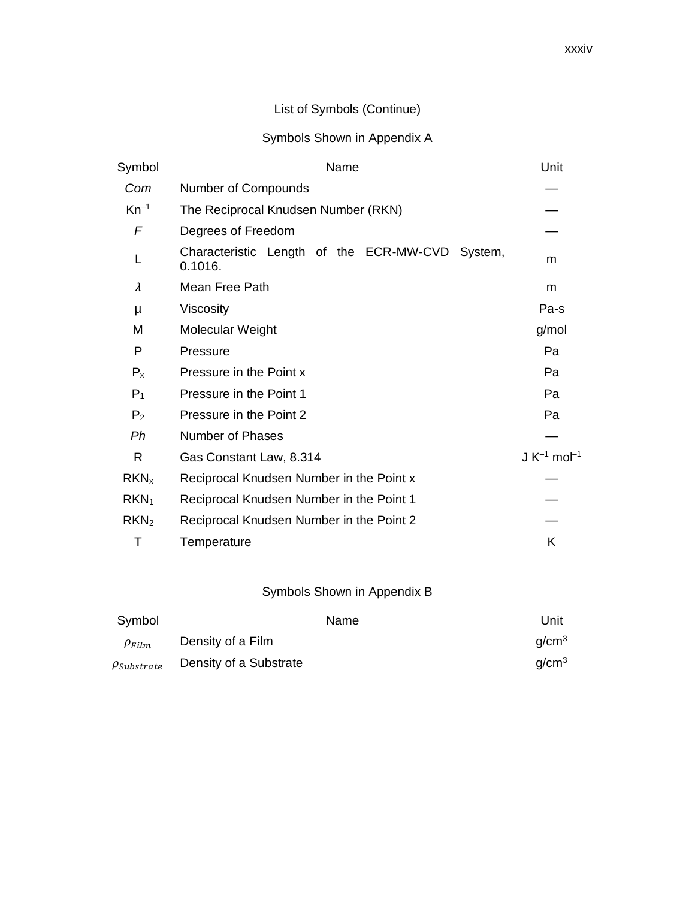List of Symbols (Continue)

Symbols Shown in Appendix A

| Symbol | Name | Unit |
|---|---|---|
| *Com* | Number of Compounds | — |
| $Kn^{-1}$ | The Reciprocal Knudsen Number (RKN) | — |
| *F* | Degrees of Freedom | — |
| L | Characteristic Length of the ECR-MW-CVD System, 0.1016. | m |
| $\lambda$ | Mean Free Path | m |
| μ | Viscosity | Pa-s |
| M | Molecular Weight | g/mol |
| P | Pressure | Pa |
| $P_x$ | Pressure in the Point x | Pa |
| $P_1$ | Pressure in the Point 1 | Pa |
| $P_2$ | Pressure in the Point 2 | Pa |
| *Ph* | Number of Phases | — |
| R | Gas Constant Law, 8.314 | $J\ K^{-1}\ mol^{-1}$ |
| $RKN_x$ | Reciprocal Knudsen Number in the Point x | — |
| $RKN_1$ | Reciprocal Knudsen Number in the Point 1 | — |
| $RKN_2$ | Reciprocal Knudsen Number in the Point 2 | — |
| T | Temperature | K |

Symbols Shown in Appendix B

| Symbol | Name | Unit |
|---|---|---|
| $\rho_{Film}$ | Density of a Film | $g/cm^3$ |
| $\rho_{Substrate}$ | Density of a Substrate | $g/cm^3$ |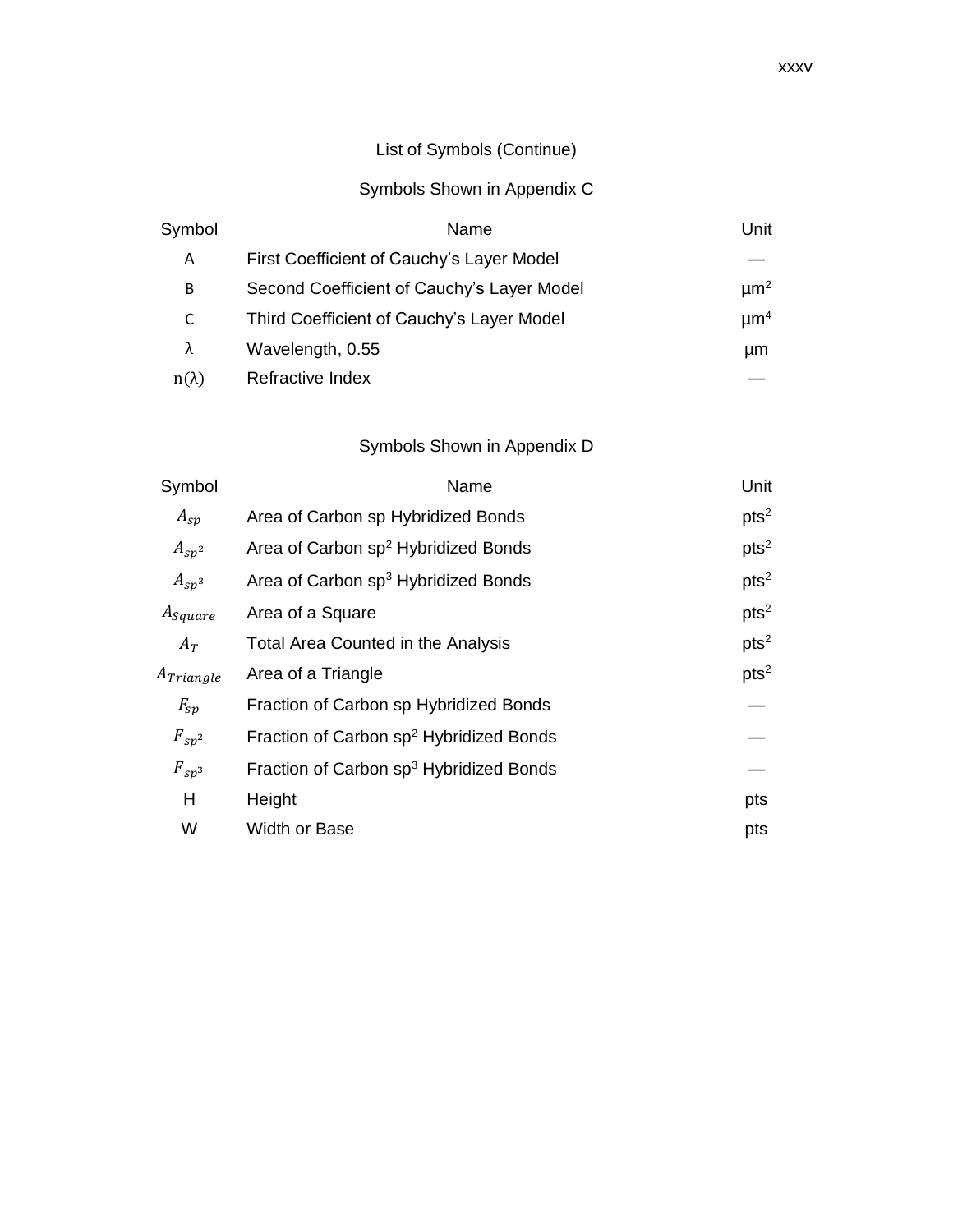## List of Symbols (Continue)

### Symbols Shown in Appendix C

| Symbol | Name | Unit |
|---|---|---|
| A | First Coefficient of Cauchy's Layer Model | — |
| B | Second Coefficient of Cauchy's Layer Model | $\mu m^2$ |
| C | Third Coefficient of Cauchy's Layer Model | $\mu m^4$ |
| $\lambda$ | Wavelength, 0.55 | µm |
| $n(\lambda)$ | Refractive Index | — |

### Symbols Shown in Appendix D

| Symbol | Name | Unit |
|---|---|---|
| $A_{sp}$ | Area of Carbon sp Hybridized Bonds | $pts^2$ |
| $A_{sp^2}$ | Area of Carbon $sp^2$ Hybridized Bonds | $pts^2$ |
| $A_{sp^3}$ | Area of Carbon $sp^3$ Hybridized Bonds | $pts^2$ |
| $A_{Square}$ | Area of a Square | $pts^2$ |
| $A_T$ | Total Area Counted in the Analysis | $pts^2$ |
| $A_{Triangle}$ | Area of a Triangle | $pts^2$ |
| $F_{sp}$ | Fraction of Carbon sp Hybridized Bonds | — |
| $F_{sp^2}$ | Fraction of Carbon $sp^2$ Hybridized Bonds | — |
| $F_{sp^3}$ | Fraction of Carbon $sp^3$ Hybridized Bonds | — |
| H | Height | pts |
| W | Width or Base | pts |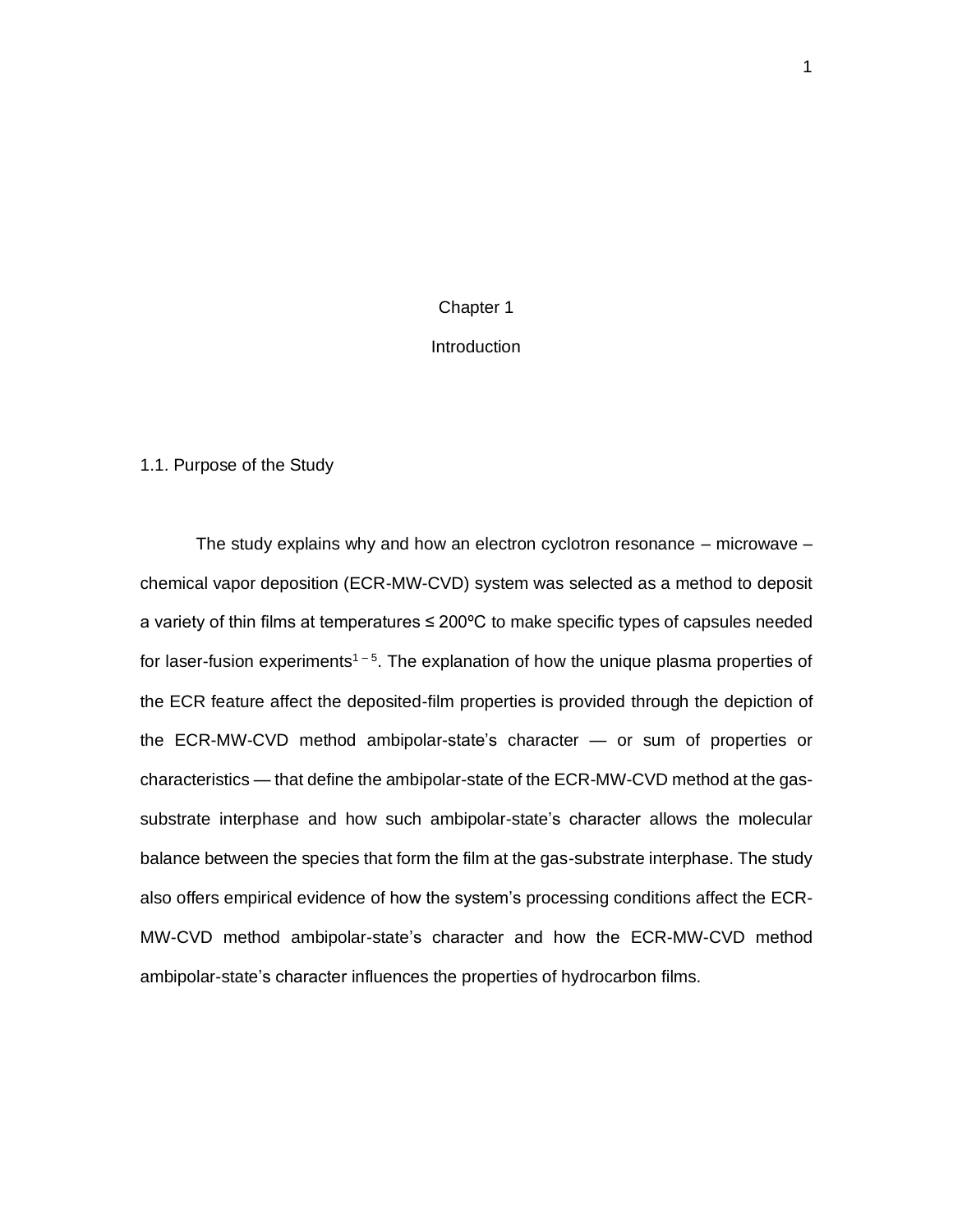# Chapter 1

# Introduction

## 1.1. Purpose of the Study

The study explains why and how an electron cyclotron resonance – microwave – chemical vapor deposition (ECR-MW-CVD) system was selected as a method to deposit a variety of thin films at temperatures ≤ 200ºC to make specific types of capsules needed for laser-fusion experiments[1 – 5]. The explanation of how the unique plasma properties of the ECR feature affect the deposited-film properties is provided through the depiction of the ECR-MW-CVD method ambipolar-state's character — or sum of properties or characteristics — that define the ambipolar-state of the ECR-MW-CVD method at the gas-substrate interphase and how such ambipolar-state's character allows the molecular balance between the species that form the film at the gas-substrate interphase. The study also offers empirical evidence of how the system's processing conditions affect the ECR-MW-CVD method ambipolar-state's character and how the ECR-MW-CVD method ambipolar-state's character influences the properties of hydrocarbon films.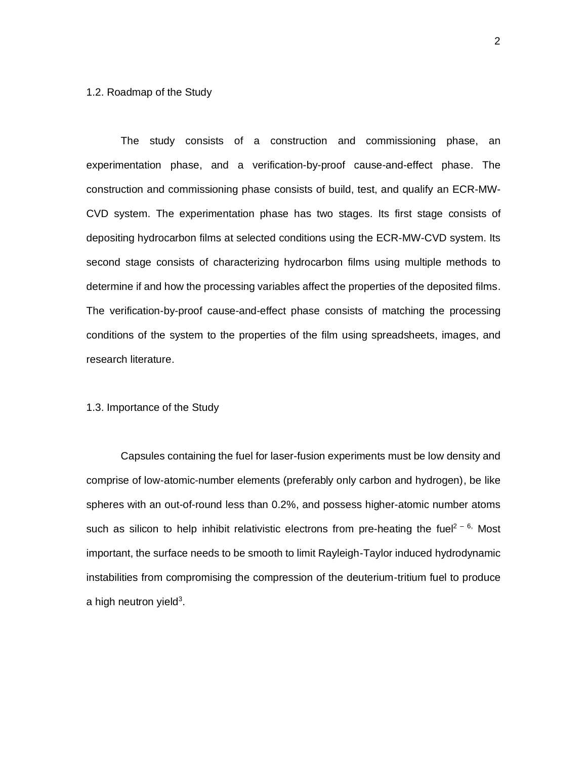## 1.2. Roadmap of the Study

The study consists of a construction and commissioning phase, an experimentation phase, and a verification-by-proof cause-and-effect phase. The construction and commissioning phase consists of build, test, and qualify an ECR-MW-CVD system. The experimentation phase has two stages. Its first stage consists of depositing hydrocarbon films at selected conditions using the ECR-MW-CVD system. Its second stage consists of characterizing hydrocarbon films using multiple methods to determine if and how the processing variables affect the properties of the deposited films. The verification-by-proof cause-and-effect phase consists of matching the processing conditions of the system to the properties of the film using spreadsheets, images, and research literature.

## 1.3. Importance of the Study

Capsules containing the fuel for laser-fusion experiments must be low density and comprise of low-atomic-number elements (preferably only carbon and hydrogen), be like spheres with an out-of-round less than 0.2%, and possess higher-atomic number atoms such as silicon to help inhibit relativistic electrons from pre-heating the fuel[2 – 6,] Most important, the surface needs to be smooth to limit Rayleigh-Taylor induced hydrodynamic instabilities from compromising the compression of the deuterium-tritium fuel to produce a high neutron yield[3].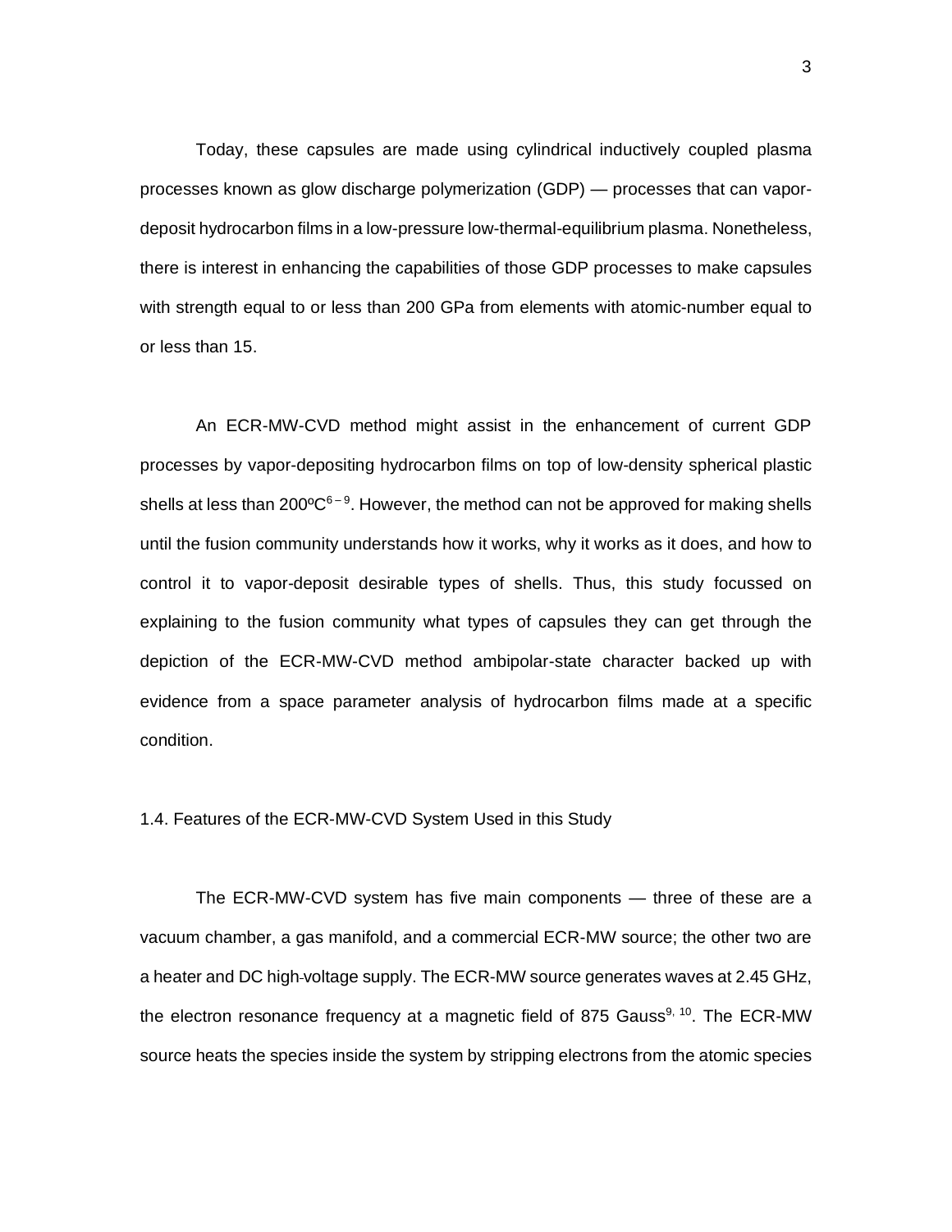Today, these capsules are made using cylindrical inductively coupled plasma processes known as glow discharge polymerization (GDP) — processes that can vapor-deposit hydrocarbon films in a low-pressure low-thermal-equilibrium plasma. Nonetheless, there is interest in enhancing the capabilities of those GDP processes to make capsules with strength equal to or less than 200 GPa from elements with atomic-number equal to or less than 15.

An ECR-MW-CVD method might assist in the enhancement of current GDP processes by vapor-depositing hydrocarbon films on top of low-density spherical plastic shells at less than 200ºC[6 – 9]. However, the method can not be approved for making shells until the fusion community understands how it works, why it works as it does, and how to control it to vapor-deposit desirable types of shells. Thus, this study focussed on explaining to the fusion community what types of capsules they can get through the depiction of the ECR-MW-CVD method ambipolar-state character backed up with evidence from a space parameter analysis of hydrocarbon films made at a specific condition.

### 1.4. Features of the ECR-MW-CVD System Used in this Study

The ECR-MW-CVD system has five main components — three of these are a vacuum chamber, a gas manifold, and a commercial ECR-MW source; the other two are a heater and DC high-voltage supply. The ECR-MW source generates waves at 2.45 GHz, the electron resonance frequency at a magnetic field of 875 Gauss[9, 10]. The ECR-MW source heats the species inside the system by stripping electrons from the atomic species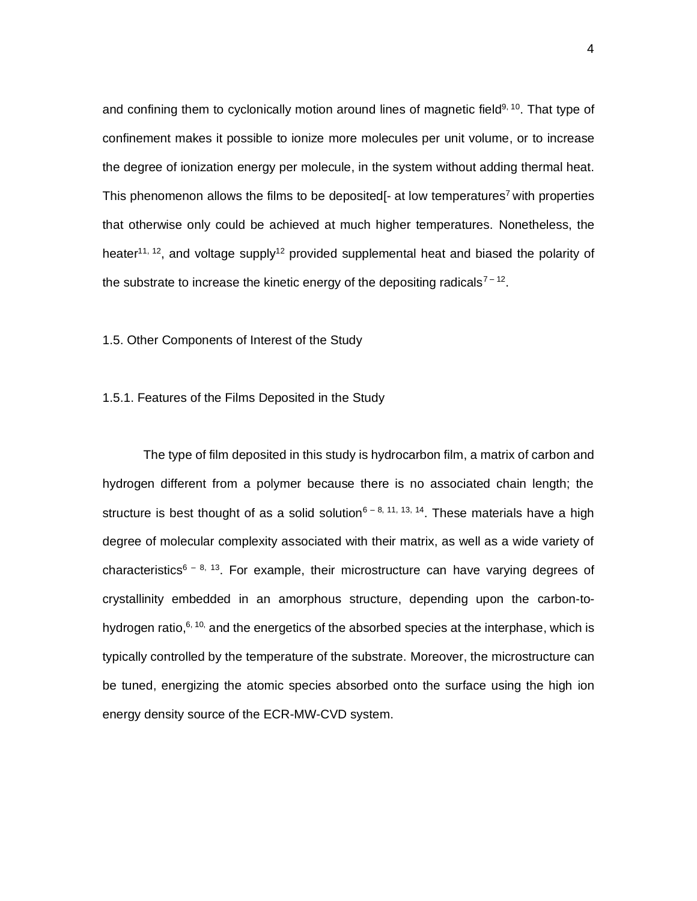and confining them to cyclonically motion around lines of magnetic field[9, 10]. That type of confinement makes it possible to ionize more molecules per unit volume, or to increase the degree of ionization energy per molecule, in the system without adding thermal heat. This phenomenon allows the films to be deposited[- at low temperatures[7] with properties that otherwise only could be achieved at much higher temperatures. Nonetheless, the heater[11, 12], and voltage supply[12] provided supplemental heat and biased the polarity of the substrate to increase the kinetic energy of the depositing radicals[7 – 12].

### 1.5. Other Components of Interest of the Study

#### 1.5.1. Features of the Films Deposited in the Study

The type of film deposited in this study is hydrocarbon film, a matrix of carbon and hydrogen different from a polymer because there is no associated chain length; the structure is best thought of as a solid solution[6 – 8, 11, 13, 14]. These materials have a high degree of molecular complexity associated with their matrix, as well as a wide variety of characteristics[6 – 8, 13]. For example, their microstructure can have varying degrees of crystallinity embedded in an amorphous structure, depending upon the carbon-to-hydrogen ratio,[6, 10,] and the energetics of the absorbed species at the interphase, which is typically controlled by the temperature of the substrate. Moreover, the microstructure can be tuned, energizing the atomic species absorbed onto the surface using the high ion energy density source of the ECR-MW-CVD system.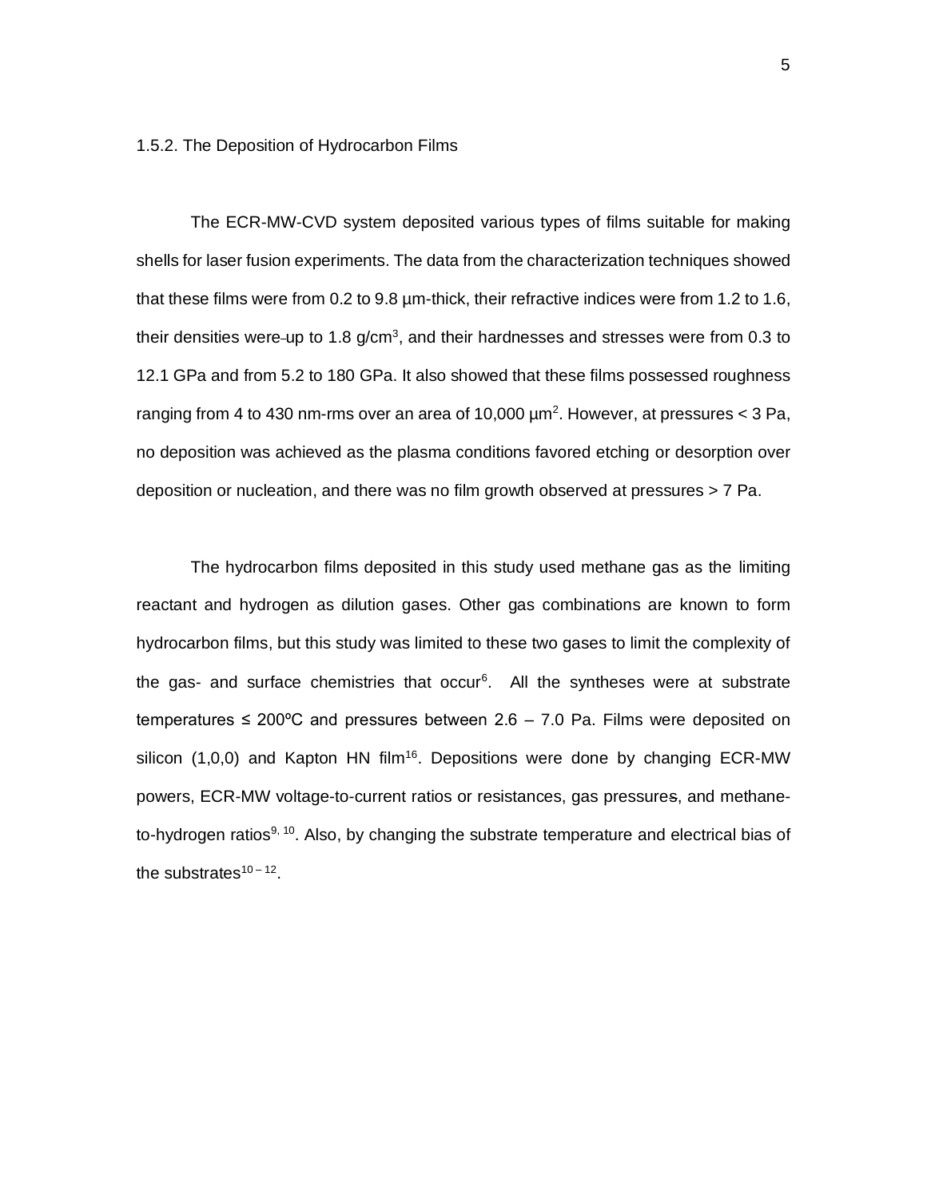### 1.5.2. The Deposition of Hydrocarbon Films

The ECR-MW-CVD system deposited various types of films suitable for making shells for laser fusion experiments. The data from the characterization techniques showed that these films were from 0.2 to 9.8 µm-thick, their refractive indices were from 1.2 to 1.6, their densities were up to 1.8 g/cm$^3$, and their hardnesses and stresses were from 0.3 to 12.1 GPa and from 5.2 to 180 GPa. It also showed that these films possessed roughness ranging from 4 to 430 nm-rms over an area of 10,000 µm$^2$. However, at pressures < 3 Pa, no deposition was achieved as the plasma conditions favored etching or desorption over deposition or nucleation, and there was no film growth observed at pressures > 7 Pa.

The hydrocarbon films deposited in this study used methane gas as the limiting reactant and hydrogen as dilution gases. Other gas combinations are known to form hydrocarbon films, but this study was limited to these two gases to limit the complexity of the gas- and surface chemistries that occur[6]. All the syntheses were at substrate temperatures ≤ 200ºC and pressures between 2.6 – 7.0 Pa. Films were deposited on silicon (1,0,0) and Kapton HN film[16]. Depositions were done by changing ECR-MW powers, ECR-MW voltage-to-current ratios or resistances, gas pressures, and methane-to-hydrogen ratios[9, 10]. Also, by changing the substrate temperature and electrical bias of the substrates[10 – 12].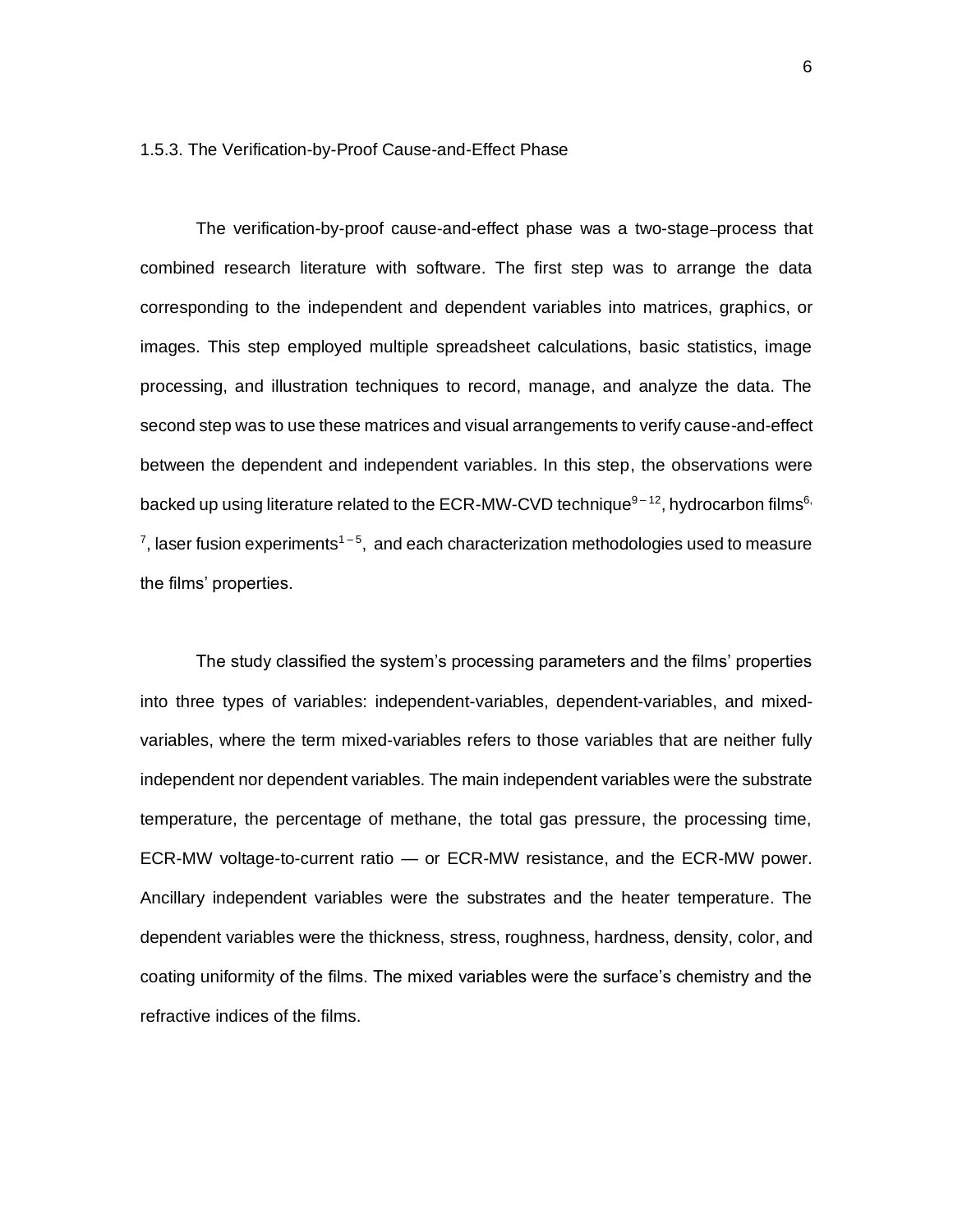### 1.5.3. The Verification-by-Proof Cause-and-Effect Phase

The verification-by-proof cause-and-effect phase was a two-stage-process that combined research literature with software. The first step was to arrange the data corresponding to the independent and dependent variables into matrices, graphics, or images. This step employed multiple spreadsheet calculations, basic statistics, image processing, and illustration techniques to record, manage, and analyze the data. The second step was to use these matrices and visual arrangements to verify cause-and-effect between the dependent and independent variables. In this step, the observations were backed up using literature related to the ECR-MW-CVD technique[9–12], hydrocarbon films[6, 7], laser fusion experiments[1–5], and each characterization methodologies used to measure the films' properties.

The study classified the system's processing parameters and the films' properties into three types of variables: independent-variables, dependent-variables, and mixed-variables, where the term mixed-variables refers to those variables that are neither fully independent nor dependent variables. The main independent variables were the substrate temperature, the percentage of methane, the total gas pressure, the processing time, ECR-MW voltage-to-current ratio — or ECR-MW resistance, and the ECR-MW power. Ancillary independent variables were the substrates and the heater temperature. The dependent variables were the thickness, stress, roughness, hardness, density, color, and coating uniformity of the films. The mixed variables were the surface's chemistry and the refractive indices of the films.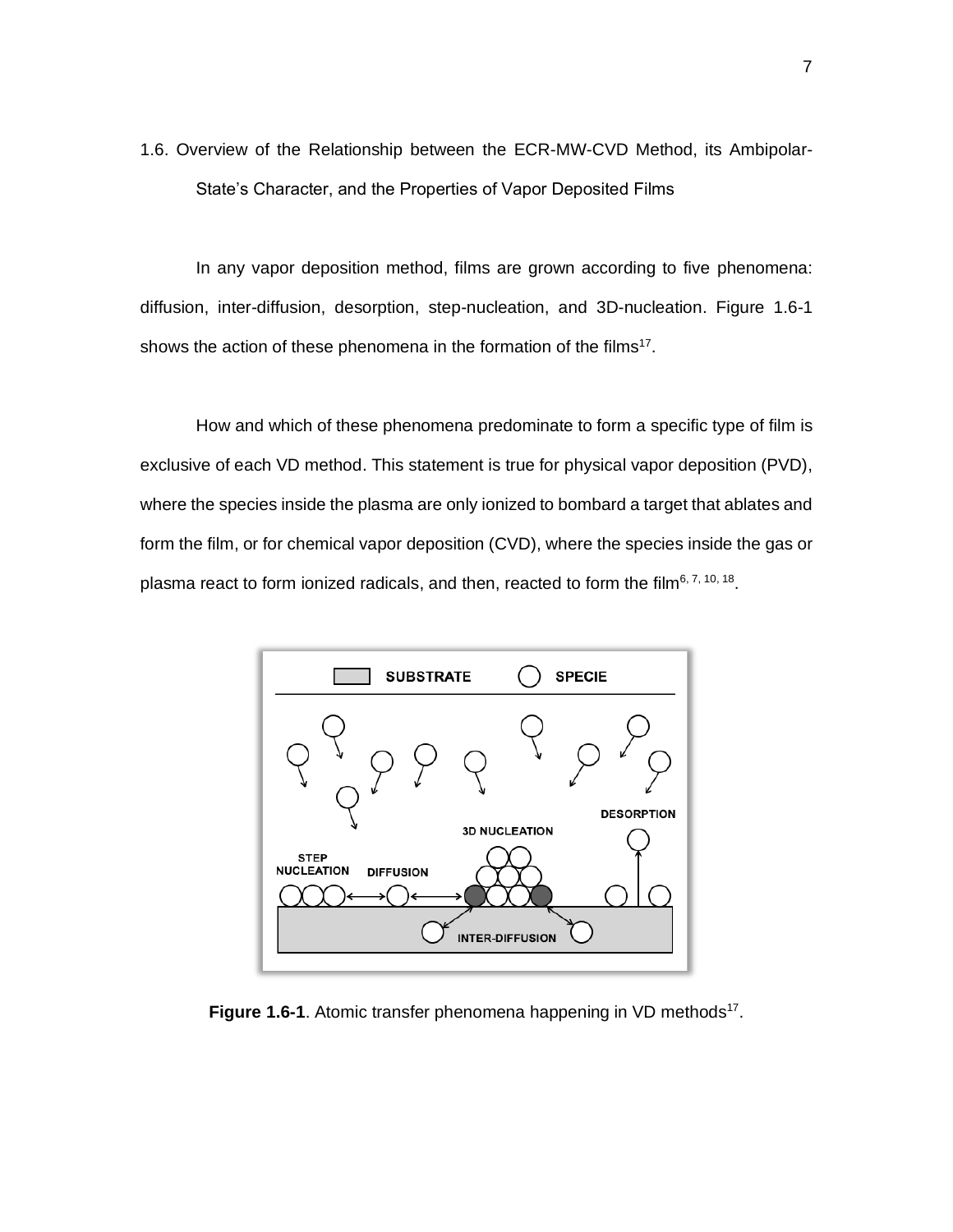## 1.6. Overview of the Relationship between the ECR-MW-CVD Method, its Ambipolar-State's Character, and the Properties of Vapor Deposited Films

In any vapor deposition method, films are grown according to five phenomena: diffusion, inter-diffusion, desorption, step-nucleation, and 3D-nucleation. Figure 1.6-1 shows the action of these phenomena in the formation of the films[17].

How and which of these phenomena predominate to form a specific type of film is exclusive of each VD method. This statement is true for physical vapor deposition (PVD), where the species inside the plasma are only ionized to bombard a target that ablates and form the film, or for chemical vapor deposition (CVD), where the species inside the gas or plasma react to form ionized radicals, and then, reacted to form the film[6, 7, 10, 18].

**Figure 1.6-1**. Atomic transfer phenomena happening in VD methods[17].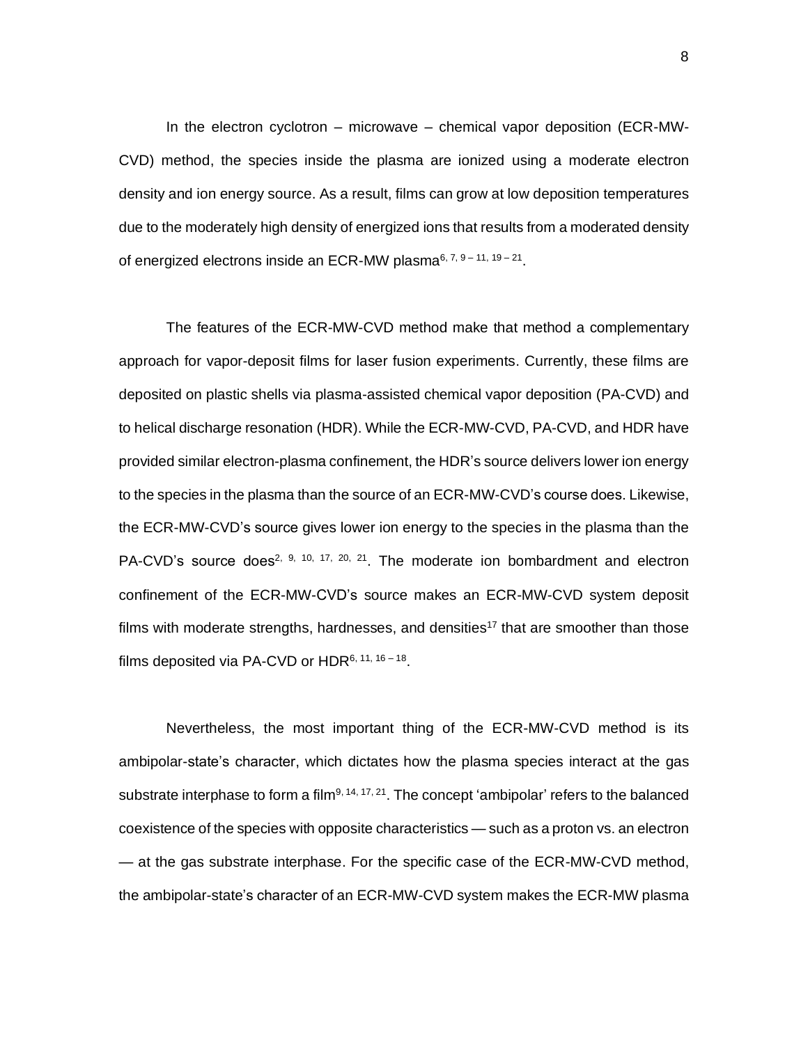In the electron cyclotron – microwave – chemical vapor deposition (ECR-MW-CVD) method, the species inside the plasma are ionized using a moderate electron density and ion energy source. As a result, films can grow at low deposition temperatures due to the moderately high density of energized ions that results from a moderated density of energized electrons inside an ECR-MW plasma[6, 7, 9 – 11, 19 – 21].

The features of the ECR-MW-CVD method make that method a complementary approach for vapor-deposit films for laser fusion experiments. Currently, these films are deposited on plastic shells via plasma-assisted chemical vapor deposition (PA-CVD) and to helical discharge resonation (HDR). While the ECR-MW-CVD, PA-CVD, and HDR have provided similar electron-plasma confinement, the HDR's source delivers lower ion energy to the species in the plasma than the source of an ECR-MW-CVD's course does. Likewise, the ECR-MW-CVD's source gives lower ion energy to the species in the plasma than the PA-CVD's source does[2, 9, 10, 17, 20, 21]. The moderate ion bombardment and electron confinement of the ECR-MW-CVD's source makes an ECR-MW-CVD system deposit films with moderate strengths, hardnesses, and densities[17] that are smoother than those films deposited via PA-CVD or HDR[6, 11, 16 – 18].

Nevertheless, the most important thing of the ECR-MW-CVD method is its ambipolar-state's character, which dictates how the plasma species interact at the gas substrate interphase to form a film[9, 14, 17, 21]. The concept 'ambipolar' refers to the balanced coexistence of the species with opposite characteristics — such as a proton vs. an electron — at the gas substrate interphase. For the specific case of the ECR-MW-CVD method, the ambipolar-state's character of an ECR-MW-CVD system makes the ECR-MW plasma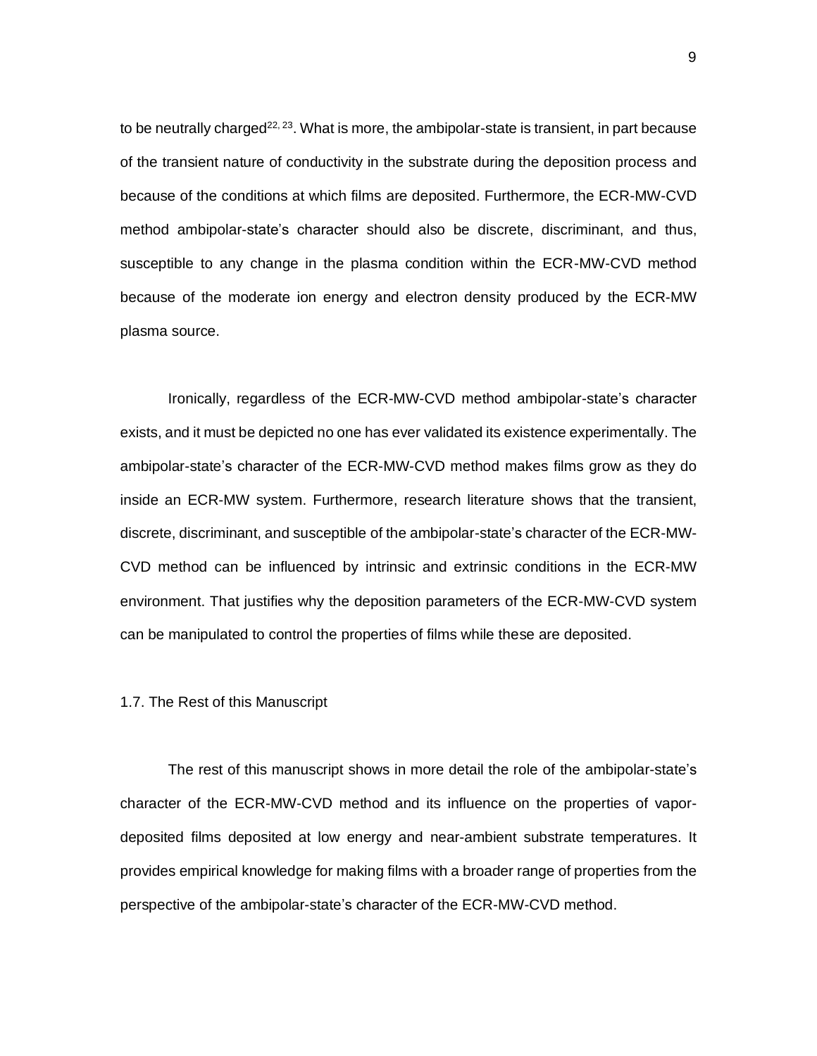to be neutrally charged[22, 23]. What is more, the ambipolar-state is transient, in part because of the transient nature of conductivity in the substrate during the deposition process and because of the conditions at which films are deposited. Furthermore, the ECR-MW-CVD method ambipolar-state's character should also be discrete, discriminant, and thus, susceptible to any change in the plasma condition within the ECR-MW-CVD method because of the moderate ion energy and electron density produced by the ECR-MW plasma source.

Ironically, regardless of the ECR-MW-CVD method ambipolar-state's character exists, and it must be depicted no one has ever validated its existence experimentally. The ambipolar-state's character of the ECR-MW-CVD method makes films grow as they do inside an ECR-MW system. Furthermore, research literature shows that the transient, discrete, discriminant, and susceptible of the ambipolar-state's character of the ECR-MW-CVD method can be influenced by intrinsic and extrinsic conditions in the ECR-MW environment. That justifies why the deposition parameters of the ECR-MW-CVD system can be manipulated to control the properties of films while these are deposited.

### 1.7. The Rest of this Manuscript

The rest of this manuscript shows in more detail the role of the ambipolar-state's character of the ECR-MW-CVD method and its influence on the properties of vapor-deposited films deposited at low energy and near-ambient substrate temperatures. It provides empirical knowledge for making films with a broader range of properties from the perspective of the ambipolar-state's character of the ECR-MW-CVD method.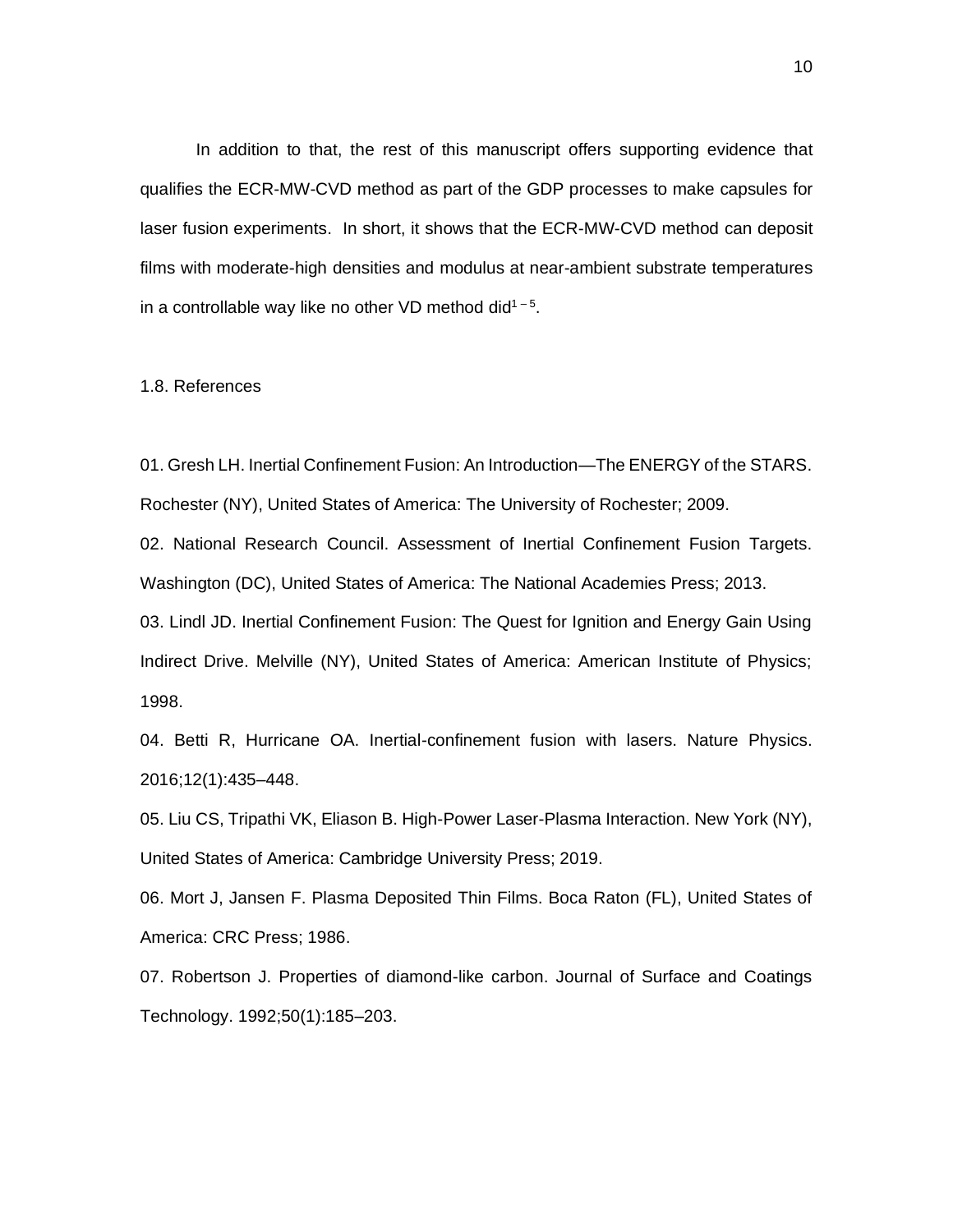In addition to that, the rest of this manuscript offers supporting evidence that qualifies the ECR-MW-CVD method as part of the GDP processes to make capsules for laser fusion experiments. In short, it shows that the ECR-MW-CVD method can deposit films with moderate-high densities and modulus at near-ambient substrate temperatures in a controllable way like no other VD method did[1 – 5].

1.8. References

01. Gresh LH. Inertial Confinement Fusion: An Introduction—The ENERGY of the STARS. Rochester (NY), United States of America: The University of Rochester; 2009.

02. National Research Council. Assessment of Inertial Confinement Fusion Targets. Washington (DC), United States of America: The National Academies Press; 2013.

03. Lindl JD. Inertial Confinement Fusion: The Quest for Ignition and Energy Gain Using Indirect Drive. Melville (NY), United States of America: American Institute of Physics; 1998.

04. Betti R, Hurricane OA. Inertial-confinement fusion with lasers. Nature Physics. 2016;12(1):435–448.

05. Liu CS, Tripathi VK, Eliason B. High-Power Laser-Plasma Interaction. New York (NY), United States of America: Cambridge University Press; 2019.

06. Mort J, Jansen F. Plasma Deposited Thin Films. Boca Raton (FL), United States of America: CRC Press; 1986.

07. Robertson J. Properties of diamond-like carbon. Journal of Surface and Coatings Technology. 1992;50(1):185–203.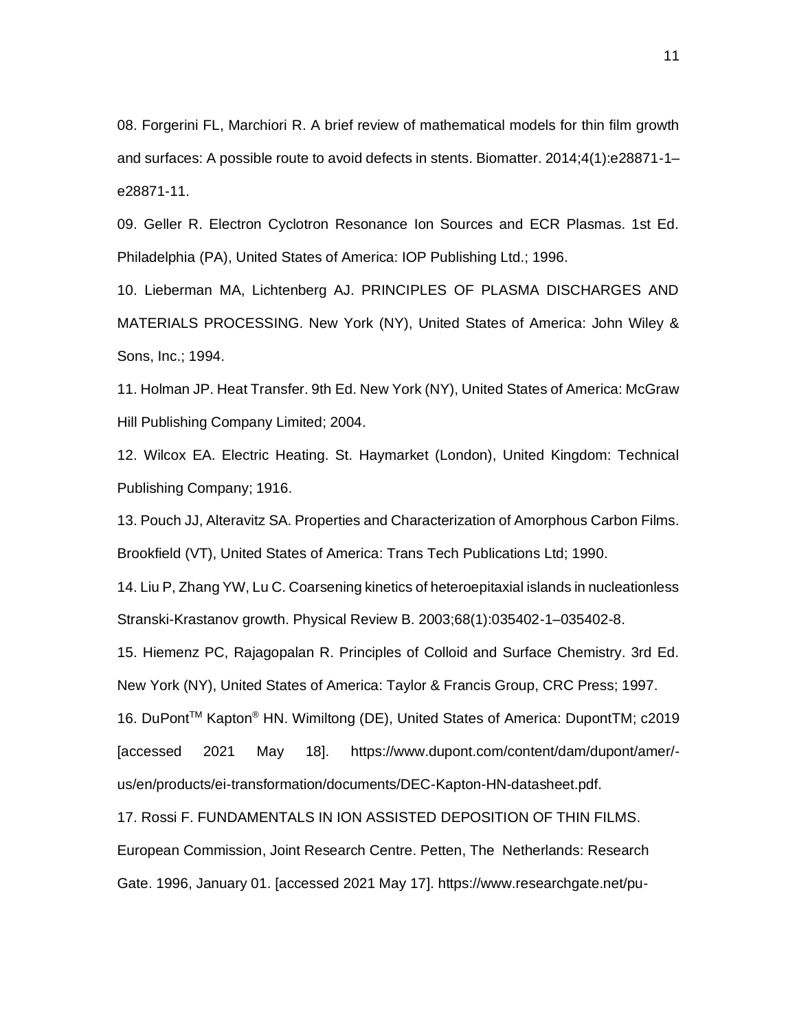08. Forgerini FL, Marchiori R. A brief review of mathematical models for thin film growth and surfaces: A possible route to avoid defects in stents. Biomatter. 2014;4(1):e28871-1–e28871-11.

09. Geller R. Electron Cyclotron Resonance Ion Sources and ECR Plasmas. 1st Ed. Philadelphia (PA), United States of America: IOP Publishing Ltd.; 1996.

10. Lieberman MA, Lichtenberg AJ. PRINCIPLES OF PLASMA DISCHARGES AND MATERIALS PROCESSING. New York (NY), United States of America: John Wiley & Sons, Inc.; 1994.

11. Holman JP. Heat Transfer. 9th Ed. New York (NY), United States of America: McGraw Hill Publishing Company Limited; 2004.

12. Wilcox EA. Electric Heating. St. Haymarket (London), United Kingdom: Technical Publishing Company; 1916.

13. Pouch JJ, Alteravitz SA. Properties and Characterization of Amorphous Carbon Films. Brookfield (VT), United States of America: Trans Tech Publications Ltd; 1990.

14. Liu P, Zhang YW, Lu C. Coarsening kinetics of heteroepitaxial islands in nucleationless Stranski-Krastanov growth. Physical Review B. 2003;68(1):035402-1–035402-8.

15. Hiemenz PC, Rajagopalan R. Principles of Colloid and Surface Chemistry. 3rd Ed. New York (NY), United States of America: Taylor & Francis Group, CRC Press; 1997.

16. DuPont™ Kapton® HN. Wimiltong (DE), United States of America: DupontTM; c2019 [accessed 2021 May 18]. https://www.dupont.com/content/dam/dupont/amer/-us/en/products/ei-transformation/documents/DEC-Kapton-HN-datasheet.pdf.

17. Rossi F. FUNDAMENTALS IN ION ASSISTED DEPOSITION OF THIN FILMS. European Commission, Joint Research Centre. Petten, The Netherlands: Research Gate. 1996, January 01. [accessed 2021 May 17]. https://www.researchgate.net/pu-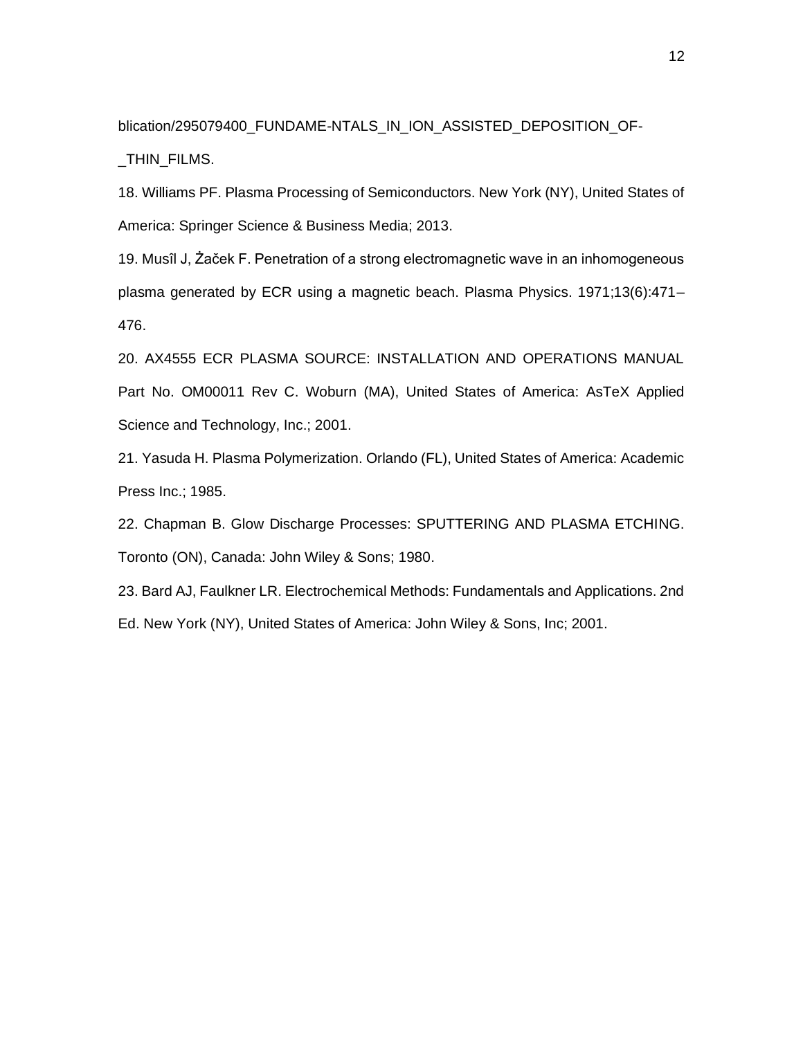blication/295079400_FUNDAME-NTALS_IN_ION_ASSISTED_DEPOSITION_OF-_THIN_FILMS.

18. Williams PF. Plasma Processing of Semiconductors. New York (NY), United States of America: Springer Science & Business Media; 2013.

19. Musîl J, Żaček F. Penetration of a strong electromagnetic wave in an inhomogeneous plasma generated by ECR using a magnetic beach. Plasma Physics. 1971;13(6):471–476.

20. AX4555 ECR PLASMA SOURCE: INSTALLATION AND OPERATIONS MANUAL Part No. OM00011 Rev C. Woburn (MA), United States of America: AsTeX Applied Science and Technology, Inc.; 2001.

21. Yasuda H. Plasma Polymerization. Orlando (FL), United States of America: Academic Press Inc.; 1985.

22. Chapman B. Glow Discharge Processes: SPUTTERING AND PLASMA ETCHING. Toronto (ON), Canada: John Wiley & Sons; 1980.

23. Bard AJ, Faulkner LR. Electrochemical Methods: Fundamentals and Applications. 2nd Ed. New York (NY), United States of America: John Wiley & Sons, Inc; 2001.